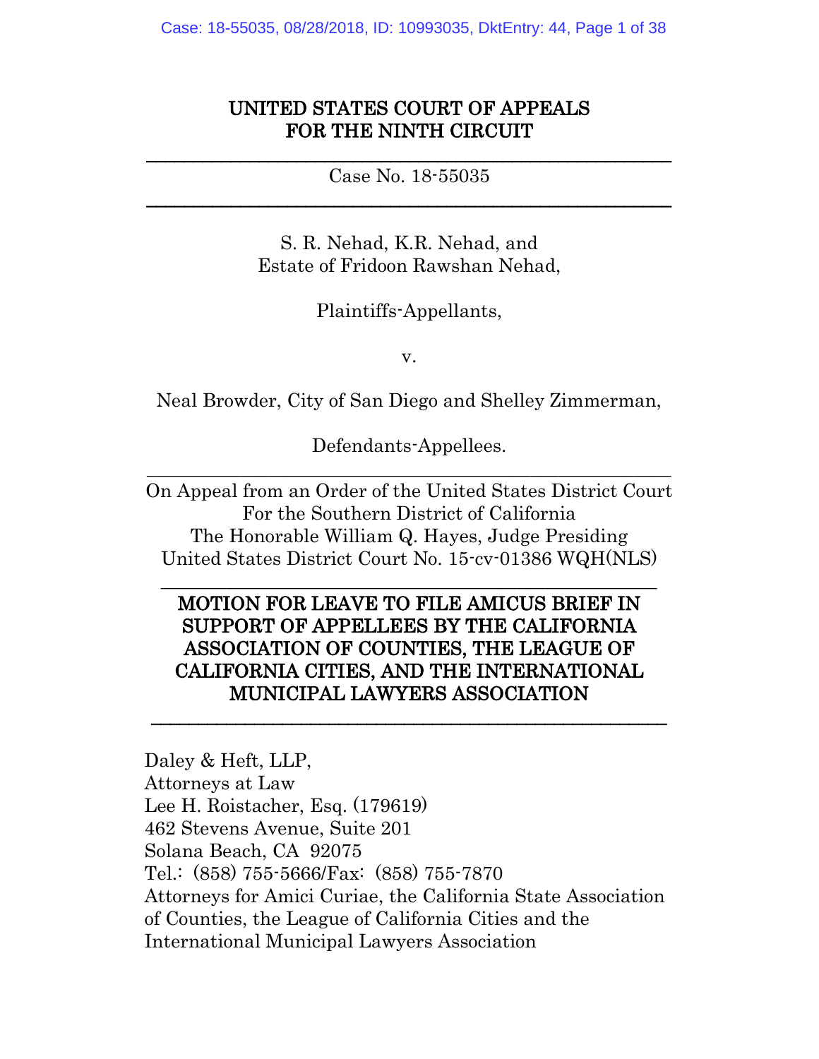**UNITED STATES COURT OF APPEALS**
**FOR THE NINTH CIRCUIT**

---

Case No. 18-55035

---

S. R. Nehad, K.R. Nehad, and
Estate of Fridoon Rawshan Nehad,

Plaintiffs-Appellants,

v.

Neal Browder, City of San Diego and Shelley Zimmerman,

Defendants-Appellees.

---

On Appeal from an Order of the United States District Court
For the Southern District of California
The Honorable William Q. Hayes, Judge Presiding
United States District Court No. 15-cv-01386 WQH(NLS)

---

**MOTION FOR LEAVE TO FILE AMICUS BRIEF IN SUPPORT OF APPELLEES BY THE CALIFORNIA ASSOCIATION OF COUNTIES, THE LEAGUE OF CALIFORNIA CITIES, AND THE INTERNATIONAL MUNICIPAL LAWYERS ASSOCIATION**

---

Daley & Heft, LLP,
Attorneys at Law
Lee H. Roistacher, Esq. (179619)
462 Stevens Avenue, Suite 201
Solana Beach, CA 92075
Tel.: (858) 755-5666/Fax: (858) 755-7870
Attorneys for Amici Curiae, the California State Association of Counties, the League of California Cities and the International Municipal Lawyers Association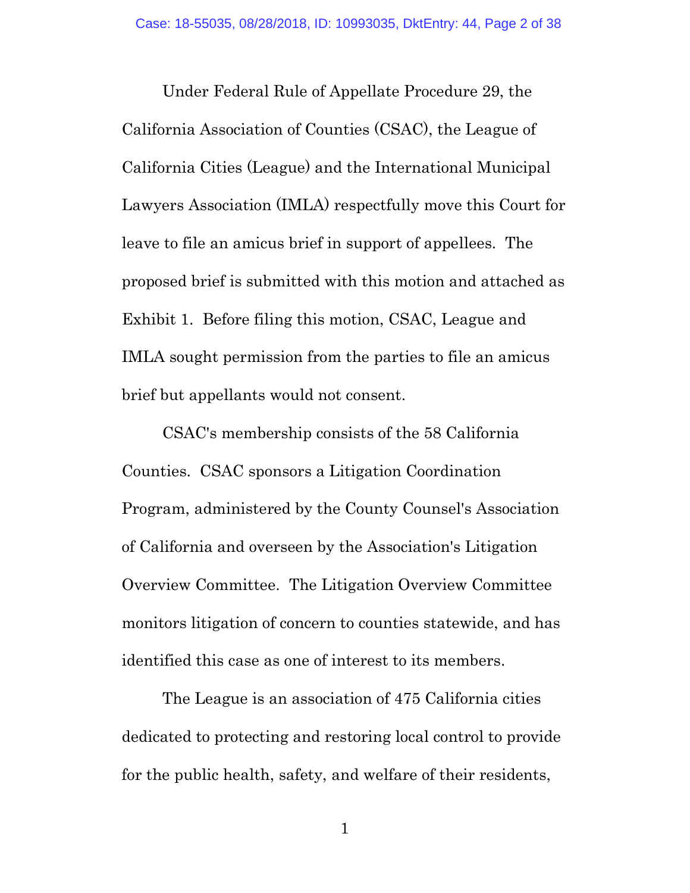Under Federal Rule of Appellate Procedure 29, the California Association of Counties (CSAC), the League of California Cities (League) and the International Municipal Lawyers Association (IMLA) respectfully move this Court for leave to file an amicus brief in support of appellees. The proposed brief is submitted with this motion and attached as Exhibit 1. Before filing this motion, CSAC, League and IMLA sought permission from the parties to file an amicus brief but appellants would not consent.

CSAC's membership consists of the 58 California Counties. CSAC sponsors a Litigation Coordination Program, administered by the County Counsel's Association of California and overseen by the Association's Litigation Overview Committee. The Litigation Overview Committee monitors litigation of concern to counties statewide, and has identified this case as one of interest to its members.

The League is an association of 475 California cities dedicated to protecting and restoring local control to provide for the public health, safety, and welfare of their residents,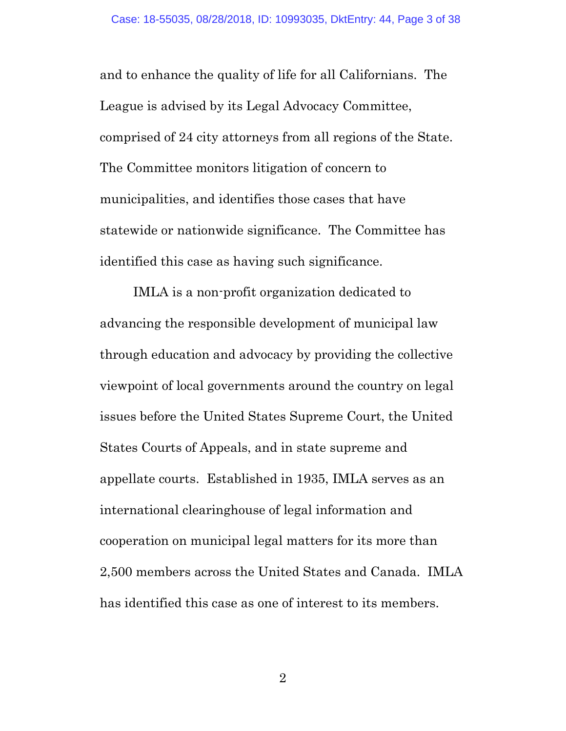and to enhance the quality of life for all Californians. The League is advised by its Legal Advocacy Committee, comprised of 24 city attorneys from all regions of the State. The Committee monitors litigation of concern to municipalities, and identifies those cases that have statewide or nationwide significance. The Committee has identified this case as having such significance.

IMLA is a non-profit organization dedicated to advancing the responsible development of municipal law through education and advocacy by providing the collective viewpoint of local governments around the country on legal issues before the United States Supreme Court, the United States Courts of Appeals, and in state supreme and appellate courts. Established in 1935, IMLA serves as an international clearinghouse of legal information and cooperation on municipal legal matters for its more than 2,500 members across the United States and Canada. IMLA has identified this case as one of interest to its members.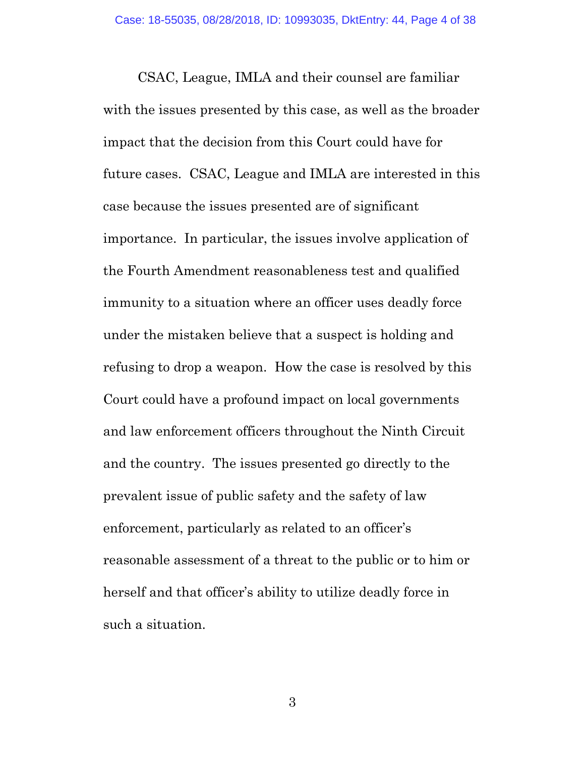CSAC, League, IMLA and their counsel are familiar with the issues presented by this case, as well as the broader impact that the decision from this Court could have for future cases. CSAC, League and IMLA are interested in this case because the issues presented are of significant importance. In particular, the issues involve application of the Fourth Amendment reasonableness test and qualified immunity to a situation where an officer uses deadly force under the mistaken believe that a suspect is holding and refusing to drop a weapon. How the case is resolved by this Court could have a profound impact on local governments and law enforcement officers throughout the Ninth Circuit and the country. The issues presented go directly to the prevalent issue of public safety and the safety of law enforcement, particularly as related to an officer's reasonable assessment of a threat to the public or to him or herself and that officer's ability to utilize deadly force in such a situation.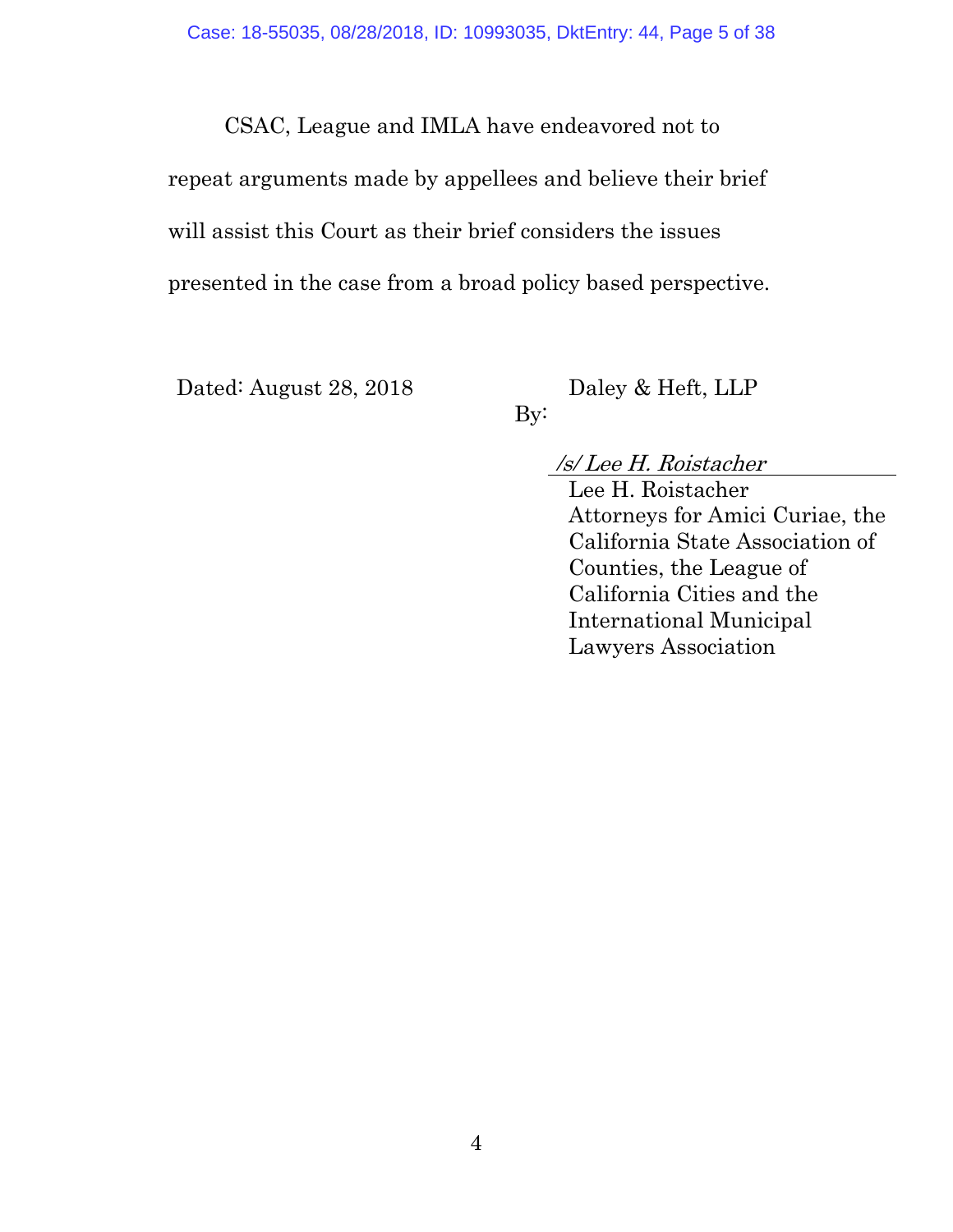CSAC, League and IMLA have endeavored not to repeat arguments made by appellees and believe their brief will assist this Court as their brief considers the issues presented in the case from a broad policy based perspective.

Dated: August 28, 2018

Daley & Heft, LLP

By:

*/s/ Lee H. Roistacher*

Lee H. Roistacher
Attorneys for Amici Curiae, the California State Association of Counties, the League of California Cities and the International Municipal Lawyers Association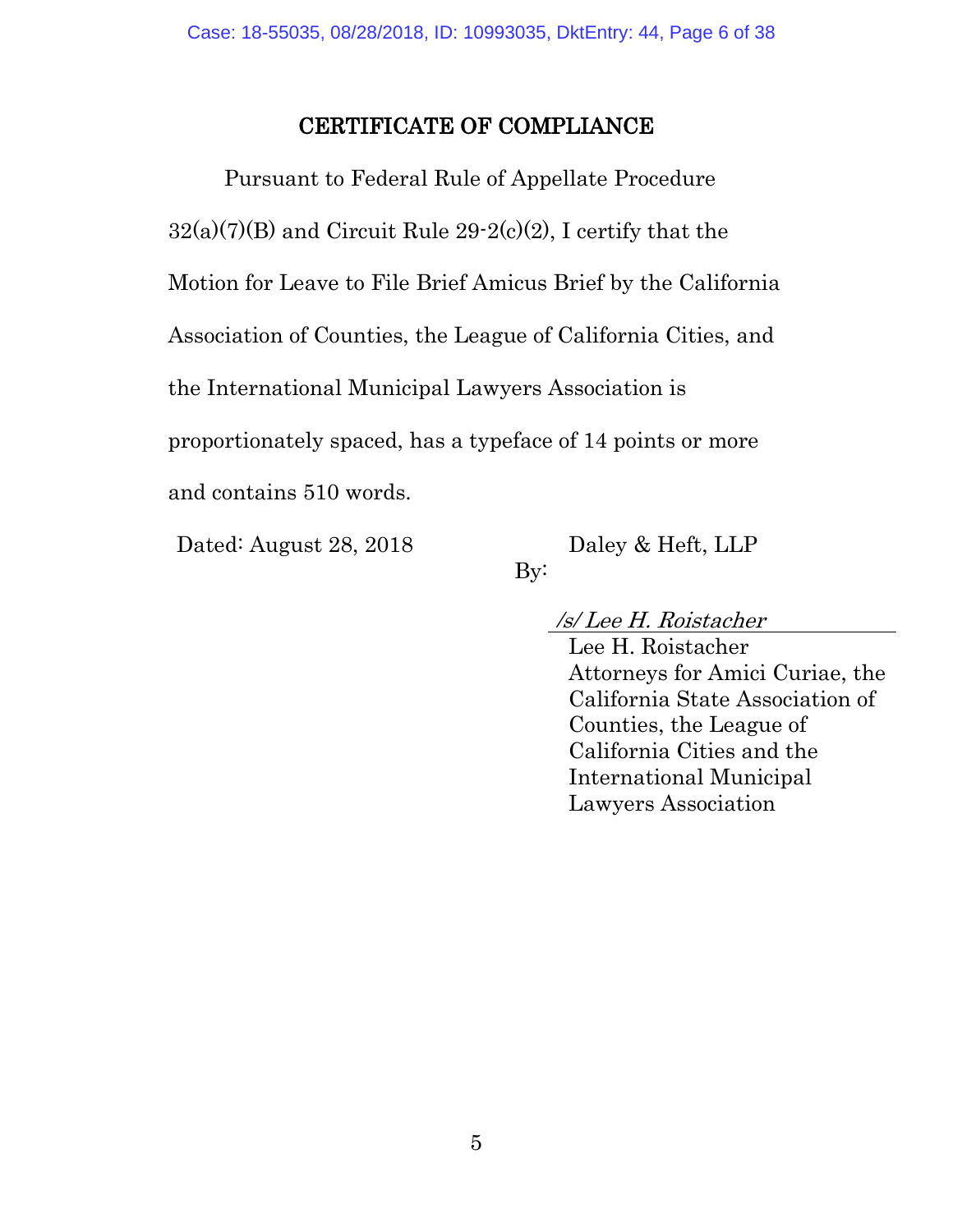## CERTIFICATE OF COMPLIANCE

Pursuant to Federal Rule of Appellate Procedure 32(a)(7)(B) and Circuit Rule 29-2(c)(2), I certify that the Motion for Leave to File Brief Amicus Brief by the California Association of Counties, the League of California Cities, and the International Municipal Lawyers Association is proportionately spaced, has a typeface of 14 points or more and contains 510 words.

Dated: August 28, 2018

Daley & Heft, LLP

By:

*/s/ Lee H. Roistacher*

Lee H. Roistacher
Attorneys for Amici Curiae, the California State Association of Counties, the League of California Cities and the International Municipal Lawyers Association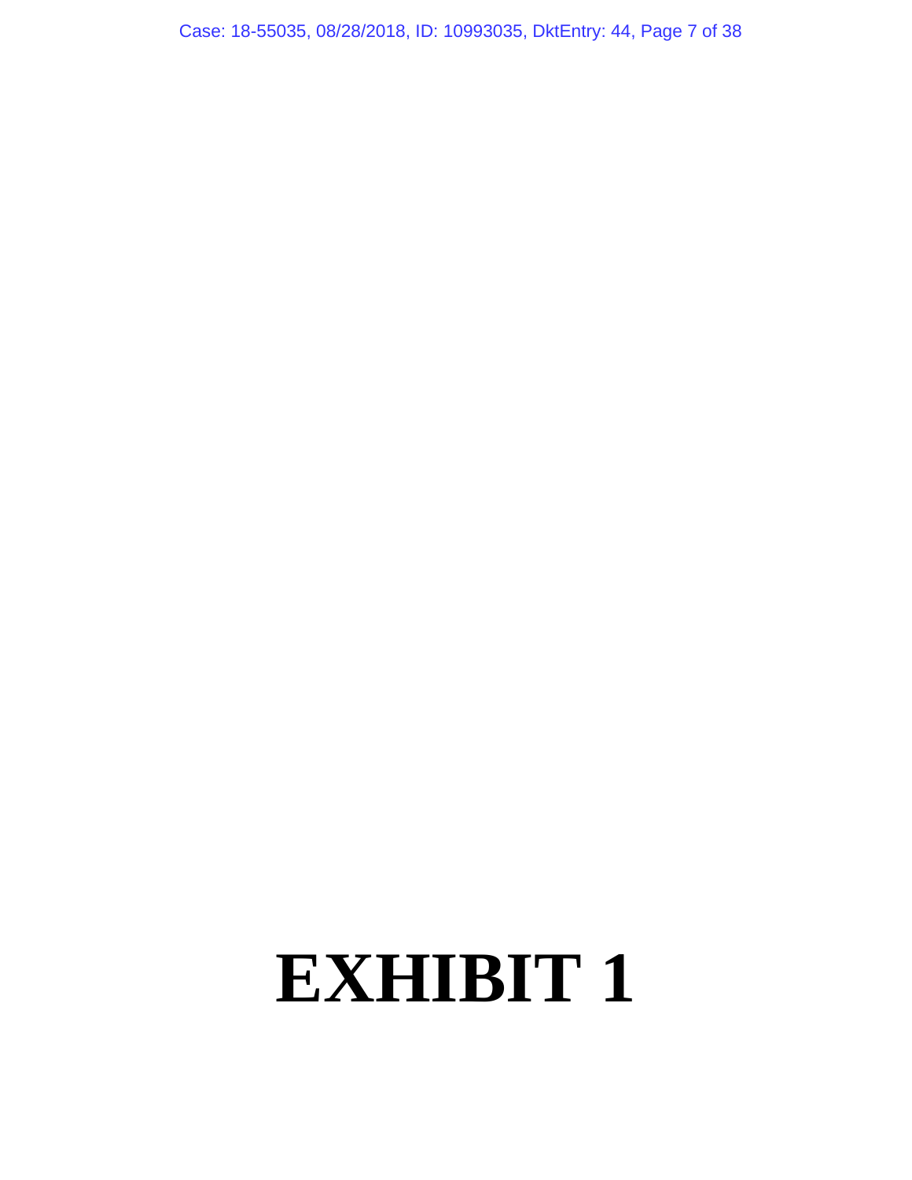# EXHIBIT 1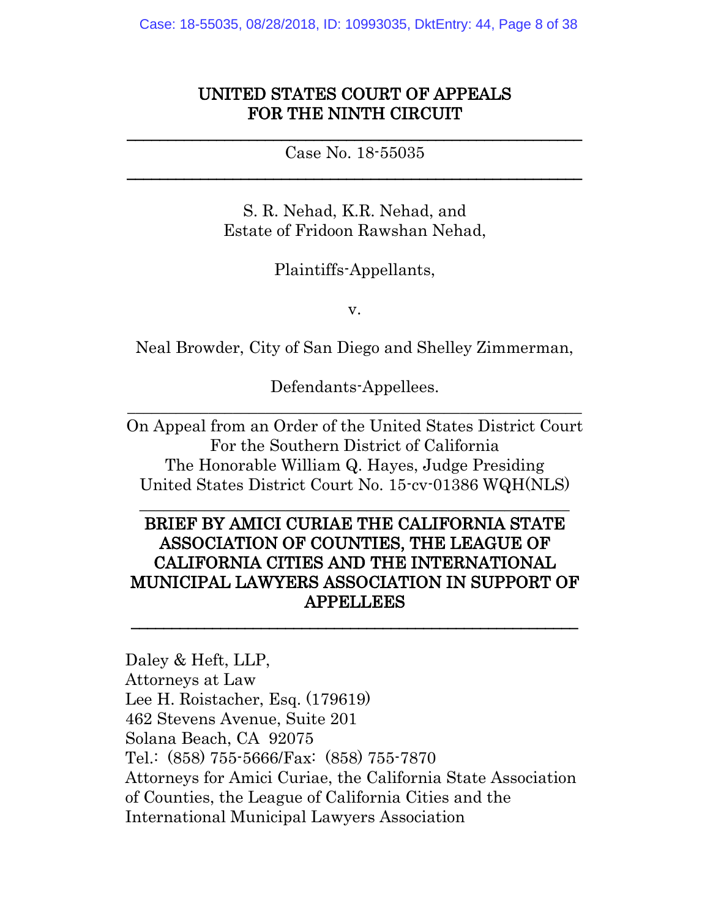# UNITED STATES COURT OF APPEALS FOR THE NINTH CIRCUIT

---

Case No. 18-55035

---

S. R. Nehad, K.R. Nehad, and
Estate of Fridoon Rawshan Nehad,

Plaintiffs-Appellants,

v.

Neal Browder, City of San Diego and Shelley Zimmerman,

Defendants-Appellees.

---

On Appeal from an Order of the United States District Court
For the Southern District of California
The Honorable William Q. Hayes, Judge Presiding
United States District Court No. 15-cv-01386 WQH(NLS)

---

## BRIEF BY AMICI CURIAE THE CALIFORNIA STATE ASSOCIATION OF COUNTIES, THE LEAGUE OF CALIFORNIA CITIES AND THE INTERNATIONAL MUNICIPAL LAWYERS ASSOCIATION IN SUPPORT OF APPELLEES

---

Daley & Heft, LLP,
Attorneys at Law
Lee H. Roistacher, Esq. (179619)
462 Stevens Avenue, Suite 201
Solana Beach, CA 92075
Tel.: (858) 755-5666/Fax: (858) 755-7870
Attorneys for Amici Curiae, the California State Association of Counties, the League of California Cities and the International Municipal Lawyers Association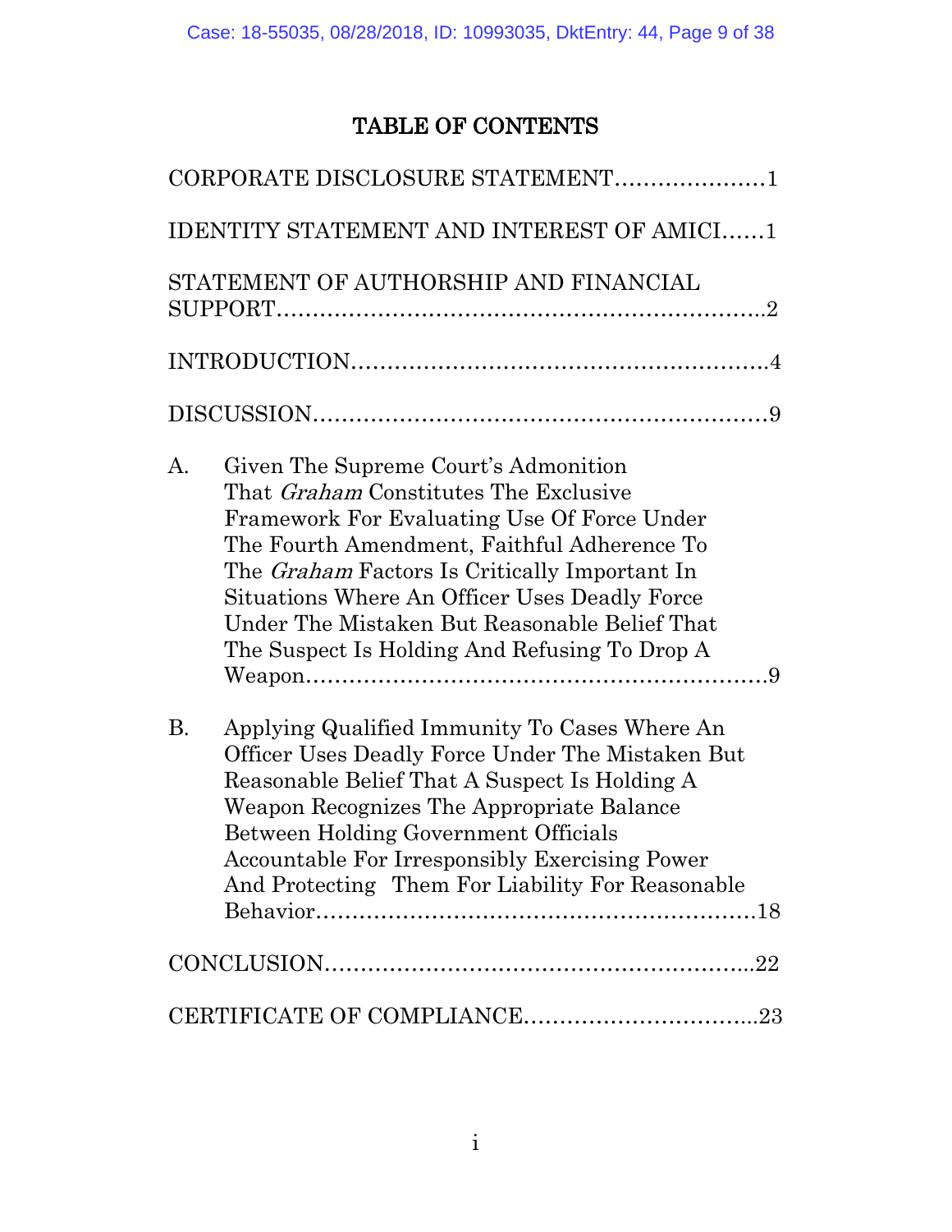# TABLE OF CONTENTS

CORPORATE DISCLOSURE STATEMENT.....................1

IDENTITY STATEMENT AND INTEREST OF AMICI......1

STATEMENT OF AUTHORSHIP AND FINANCIAL SUPPORT....................................................................2

INTRODUCTION.........................................................4

DISCUSSION..............................................................9

A. Given The Supreme Court's Admonition That *Graham* Constitutes The Exclusive Framework For Evaluating Use Of Force Under The Fourth Amendment, Faithful Adherence To The *Graham* Factors Is Critically Important In Situations Where An Officer Uses Deadly Force Under The Mistaken But Reasonable Belief That The Suspect Is Holding And Refusing To Drop A Weapon.................................................................9

B. Applying Qualified Immunity To Cases Where An Officer Uses Deadly Force Under The Mistaken But Reasonable Belief That A Suspect Is Holding A Weapon Recognizes The Appropriate Balance Between Holding Government Officials Accountable For Irresponsibly Exercising Power And Protecting Them For Liability For Reasonable Behavior.............................................................18

CONCLUSION...........................................................22

CERTIFICATE OF COMPLIANCE................................23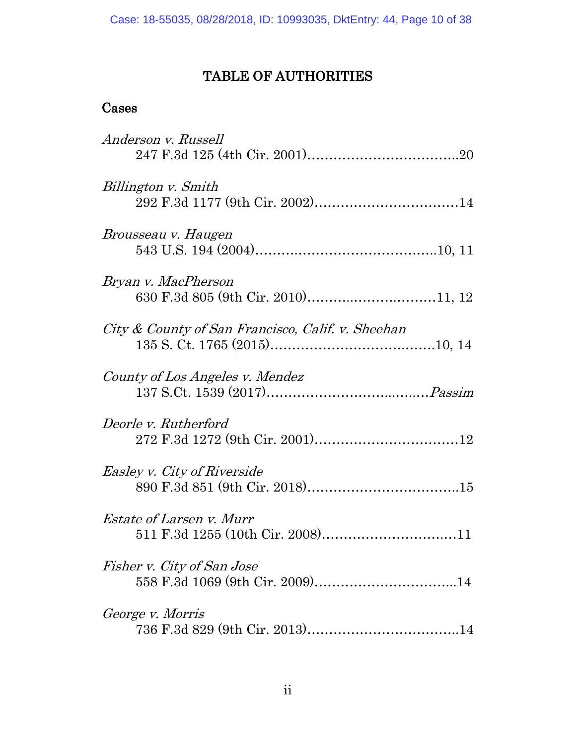# TABLE OF AUTHORITIES

## Cases

*Anderson v. Russell*
247 F.3d 125 (4th Cir. 2001)……………………………..20

*Billington v. Smith*
292 F.3d 1177 (9th Cir. 2002)……………………………14

*Brousseau v. Haugen*
543 U.S. 194 (2004)……………………………………..10, 11

*Bryan v. MacPherson*
630 F.3d 805 (9th Cir. 2010)…………..………………11, 12

*City & County of San Francisco, Calif. v. Sheehan*
135 S. Ct. 1765 (2015)…………………………….……10, 14

*County of Los Angeles v. Mendez*
137 S.Ct. 1539 (2017)……………………...…..…*Passim*

*Deorle v. Rutherford*
272 F.3d 1272 (9th Cir. 2001)……………………………12

*Easley v. City of Riverside*
890 F.3d 851 (9th Cir. 2018)……………………………..15

*Estate of Larsen v. Murr*
511 F.3d 1255 (10th Cir. 2008)……………………….…11

*Fisher v. City of San Jose*
558 F.3d 1069 (9th Cir. 2009)…………………………...14

*George v. Morris*
736 F.3d 829 (9th Cir. 2013)……………………………..14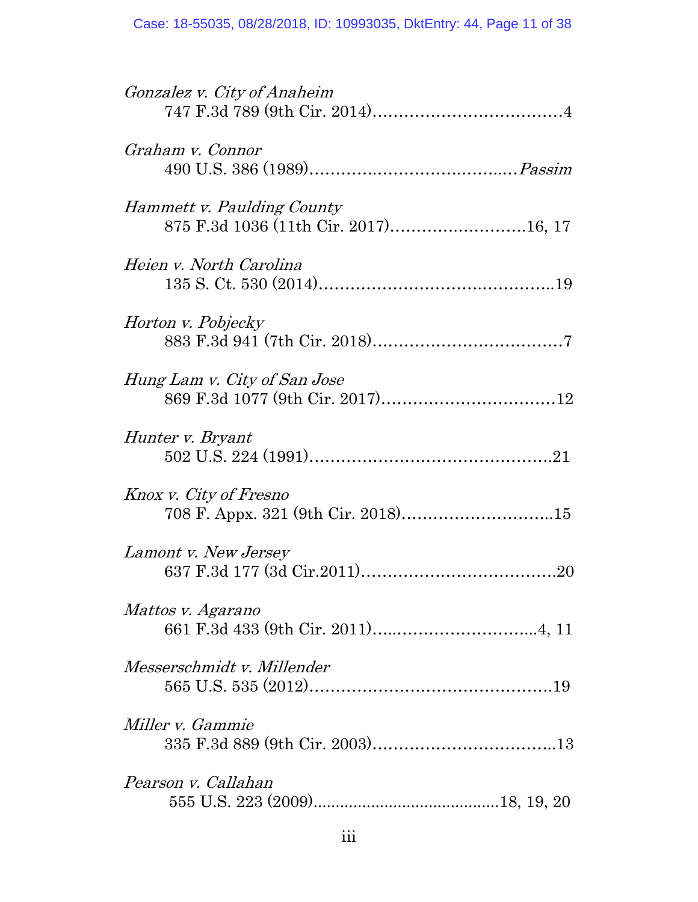*Gonzalez v. City of Anaheim*
747 F.3d 789 (9th Cir. 2014)....................................4

*Graham v. Connor*
490 U.S. 386 (1989)........................................*Passim*

*Hammett v. Paulding County*
875 F.3d 1036 (11th Cir. 2017)..........................16, 17

*Heien v. North Carolina*
135 S. Ct. 530 (2014).............................................19

*Horton v. Pobjecky*
883 F.3d 941 (7th Cir. 2018)....................................7

*Hung Lam v. City of San Jose*
869 F.3d 1077 (9th Cir. 2017).................................12

*Hunter v. Bryant*
502 U.S. 224 (1991)..............................................21

*Knox v. City of Fresno*
708 F. Appx. 321 (9th Cir. 2018)............................15

*Lamont v. New Jersey*
637 F.3d 177 (3d Cir.2011).....................................20

*Mattos v. Agarano*
661 F.3d 433 (9th Cir. 2011)................................4, 11

*Messerschmidt v. Millender*
565 U.S. 535 (2012)..............................................19

*Miller v. Gammie*
335 F.3d 889 (9th Cir. 2003)..................................13

*Pearson v. Callahan*
555 U.S. 223 (2009).........................................18, 19, 20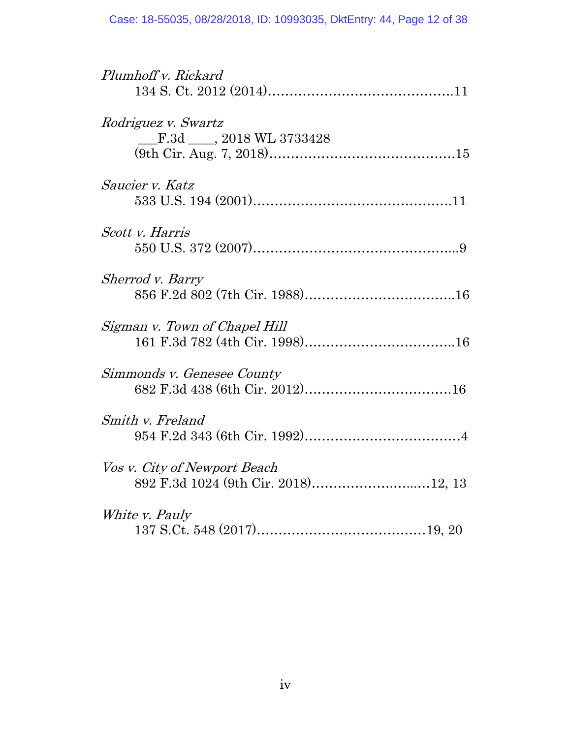*Plumhoff v. Rickard*
134 S. Ct. 2012 (2014)..........................................11

*Rodriguez v. Swartz*
___F.3d ____, 2018 WL 3733428
(9th Cir. Aug. 7, 2018)..........................................15

*Saucier v. Katz*
533 U.S. 194 (2001)..............................................11

*Scott v. Harris*
550 U.S. 372 (2007)................................................9

*Sherrod v. Barry*
856 F.2d 802 (7th Cir. 1988)..................................16

*Sigman v. Town of Chapel Hill*
161 F.3d 782 (4th Cir. 1998)..................................16

*Simmonds v. Genesee County*
682 F.3d 438 (6th Cir. 2012)..................................16

*Smith v. Freland*
954 F.2d 343 (6th Cir. 1992)....................................4

*Vos v. City of Newport Beach*
892 F.3d 1024 (9th Cir. 2018)...........................12, 13

*White v. Pauly*
137 S.Ct. 548 (2017).......................................19, 20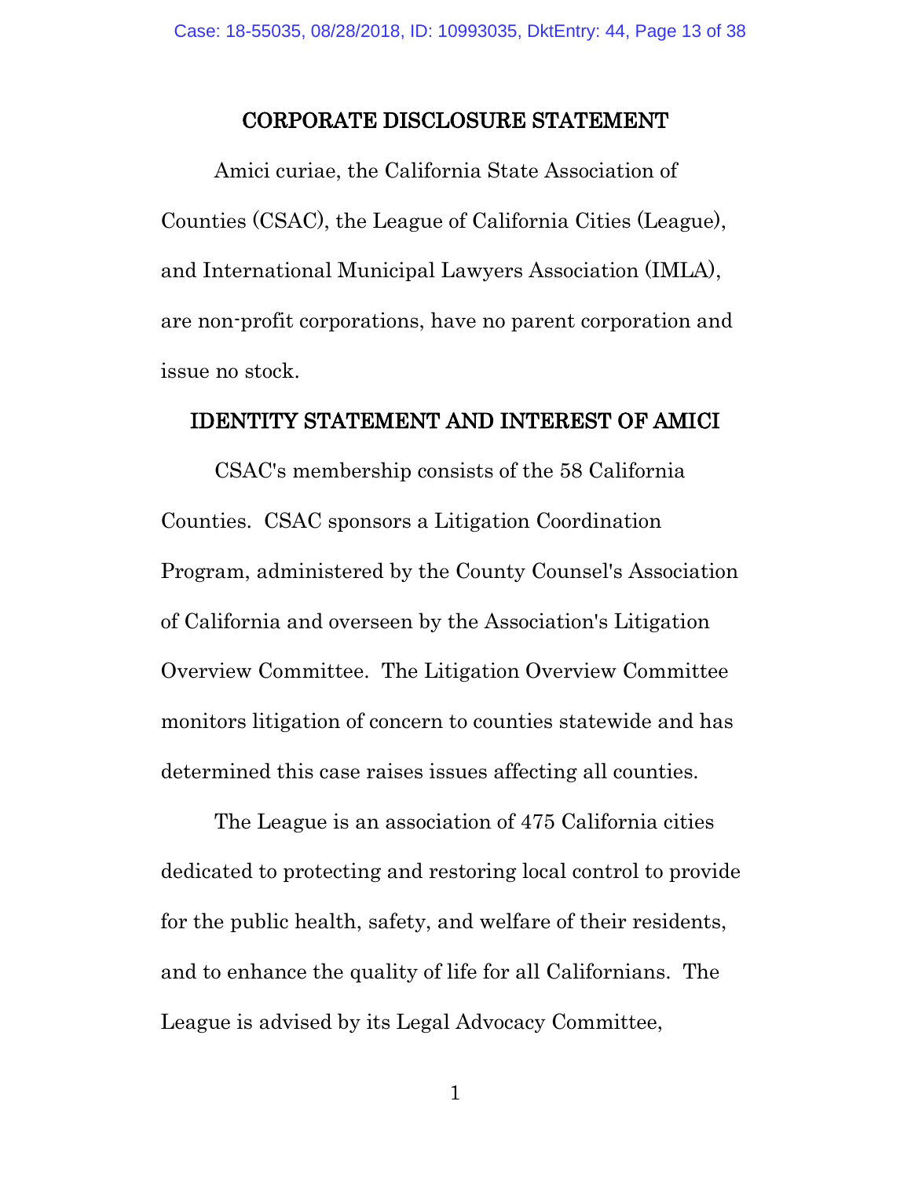## CORPORATE DISCLOSURE STATEMENT

Amici curiae, the California State Association of Counties (CSAC), the League of California Cities (League), and International Municipal Lawyers Association (IMLA), are non-profit corporations, have no parent corporation and issue no stock.

## IDENTITY STATEMENT AND INTEREST OF AMICI

CSAC's membership consists of the 58 California Counties. CSAC sponsors a Litigation Coordination Program, administered by the County Counsel's Association of California and overseen by the Association's Litigation Overview Committee. The Litigation Overview Committee monitors litigation of concern to counties statewide and has determined this case raises issues affecting all counties.

The League is an association of 475 California cities dedicated to protecting and restoring local control to provide for the public health, safety, and welfare of their residents, and to enhance the quality of life for all Californians. The League is advised by its Legal Advocacy Committee,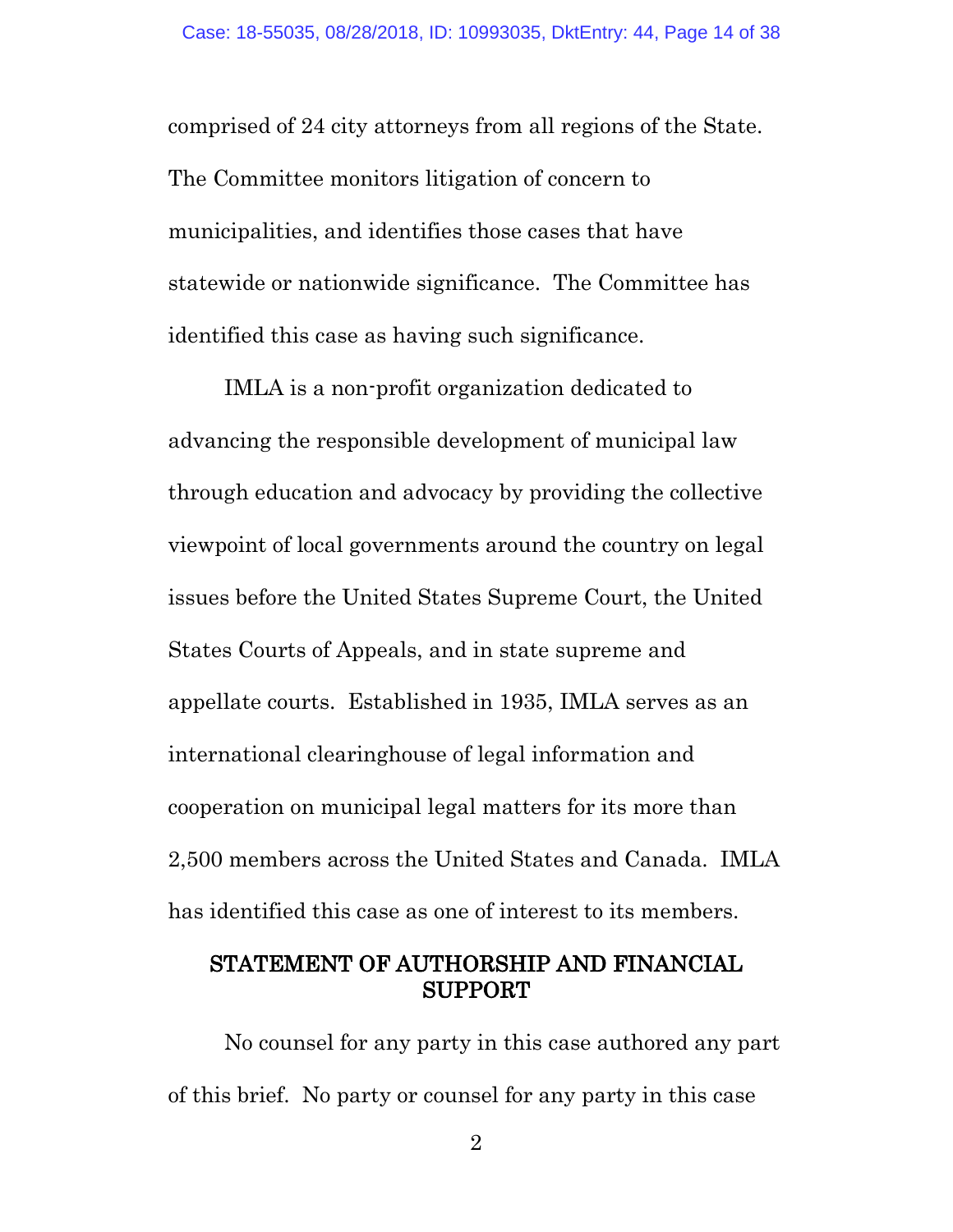comprised of 24 city attorneys from all regions of the State. The Committee monitors litigation of concern to municipalities, and identifies those cases that have statewide or nationwide significance. The Committee has identified this case as having such significance.

IMLA is a non-profit organization dedicated to advancing the responsible development of municipal law through education and advocacy by providing the collective viewpoint of local governments around the country on legal issues before the United States Supreme Court, the United States Courts of Appeals, and in state supreme and appellate courts. Established in 1935, IMLA serves as an international clearinghouse of legal information and cooperation on municipal legal matters for its more than 2,500 members across the United States and Canada. IMLA has identified this case as one of interest to its members.

## STATEMENT OF AUTHORSHIP AND FINANCIAL SUPPORT

No counsel for any party in this case authored any part of this brief. No party or counsel for any party in this case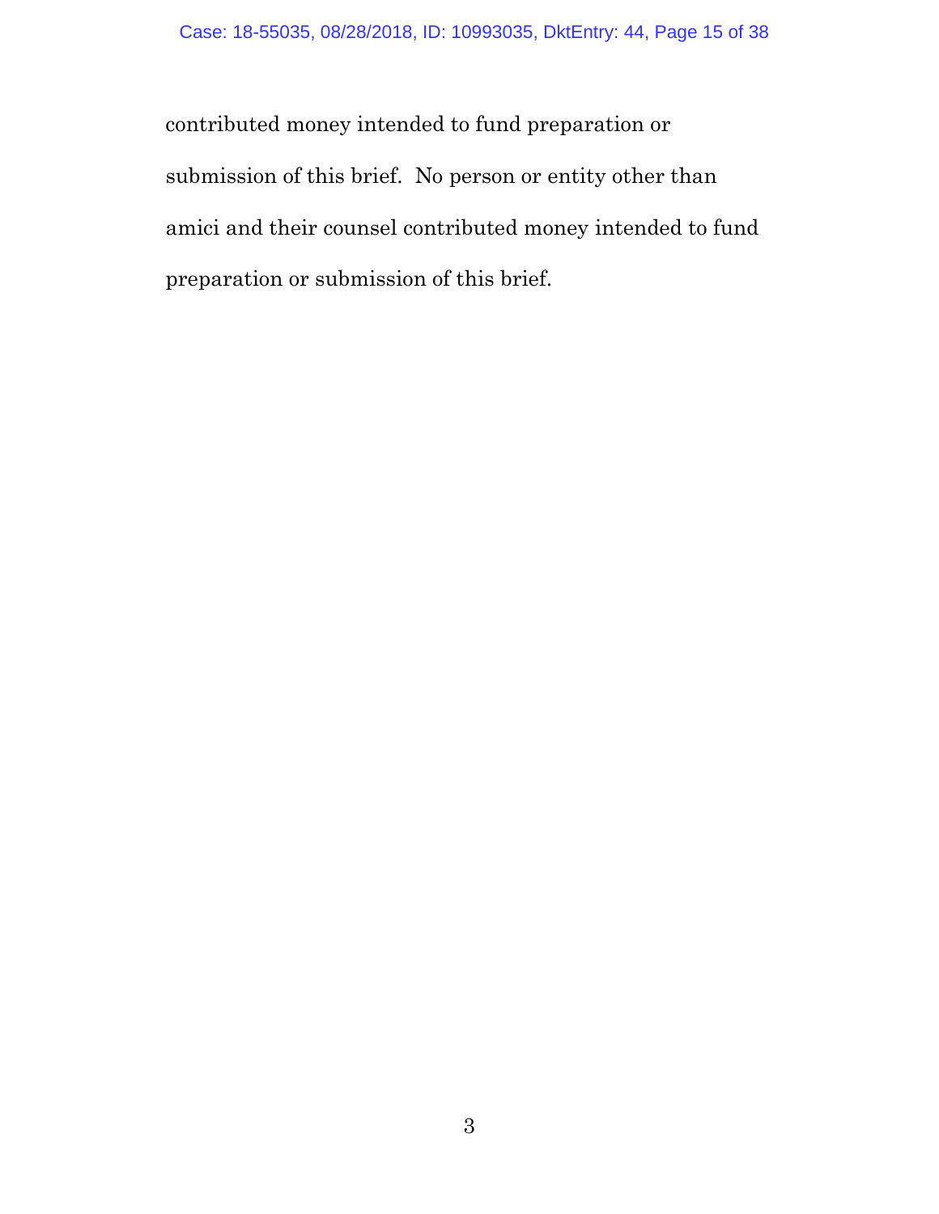contributed money intended to fund preparation or submission of this brief. No person or entity other than amici and their counsel contributed money intended to fund preparation or submission of this brief.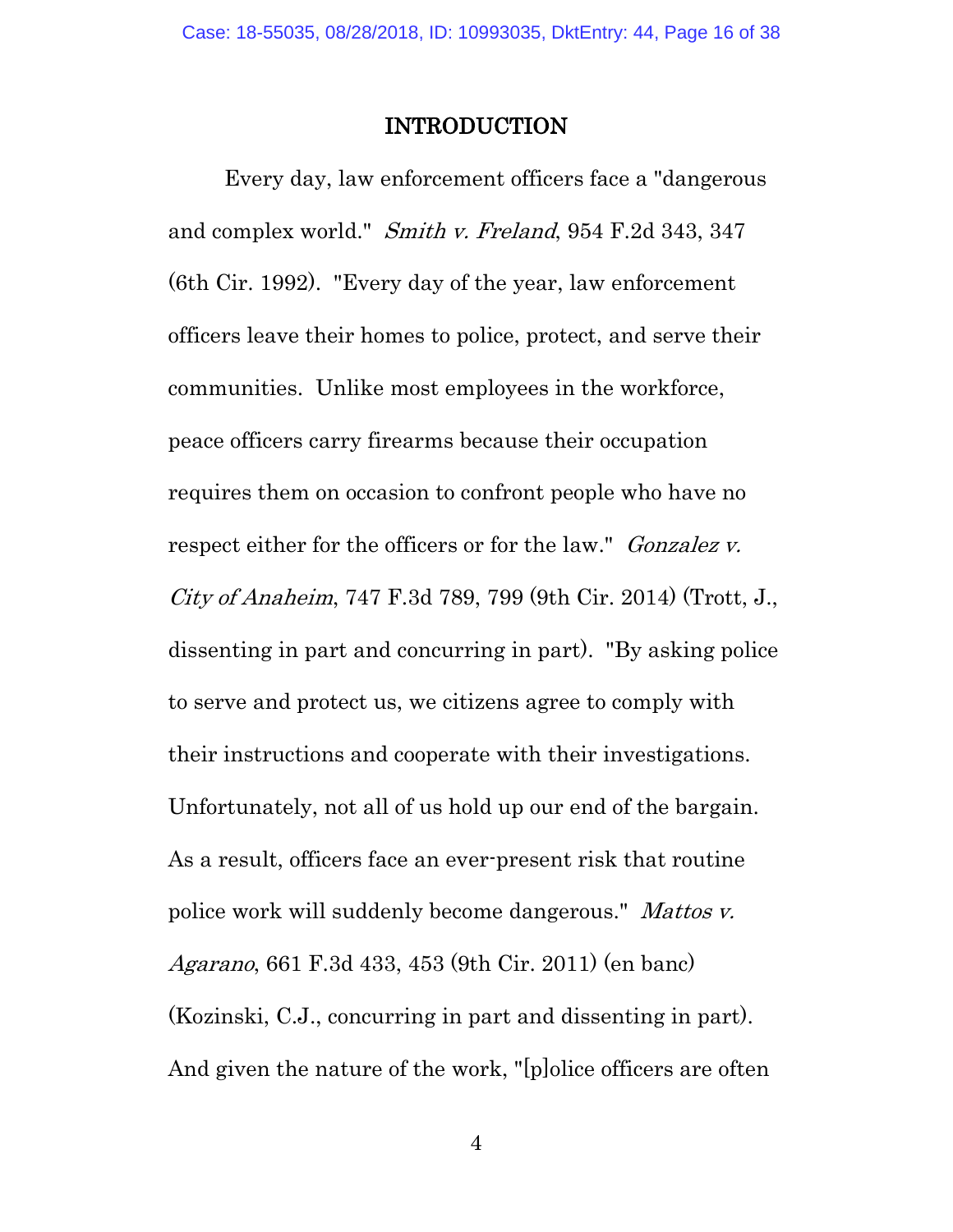## INTRODUCTION

Every day, law enforcement officers face a "dangerous and complex world." *Smith v. Freland*, 954 F.2d 343, 347 (6th Cir. 1992). "Every day of the year, law enforcement officers leave their homes to police, protect, and serve their communities. Unlike most employees in the workforce, peace officers carry firearms because their occupation requires them on occasion to confront people who have no respect either for the officers or for the law." *Gonzalez v. City of Anaheim*, 747 F.3d 789, 799 (9th Cir. 2014) (Trott, J., dissenting in part and concurring in part). "By asking police to serve and protect us, we citizens agree to comply with their instructions and cooperate with their investigations. Unfortunately, not all of us hold up our end of the bargain. As a result, officers face an ever-present risk that routine police work will suddenly become dangerous." *Mattos v. Agarano*, 661 F.3d 433, 453 (9th Cir. 2011) (en banc) (Kozinski, C.J., concurring in part and dissenting in part). And given the nature of the work, "[p]olice officers are often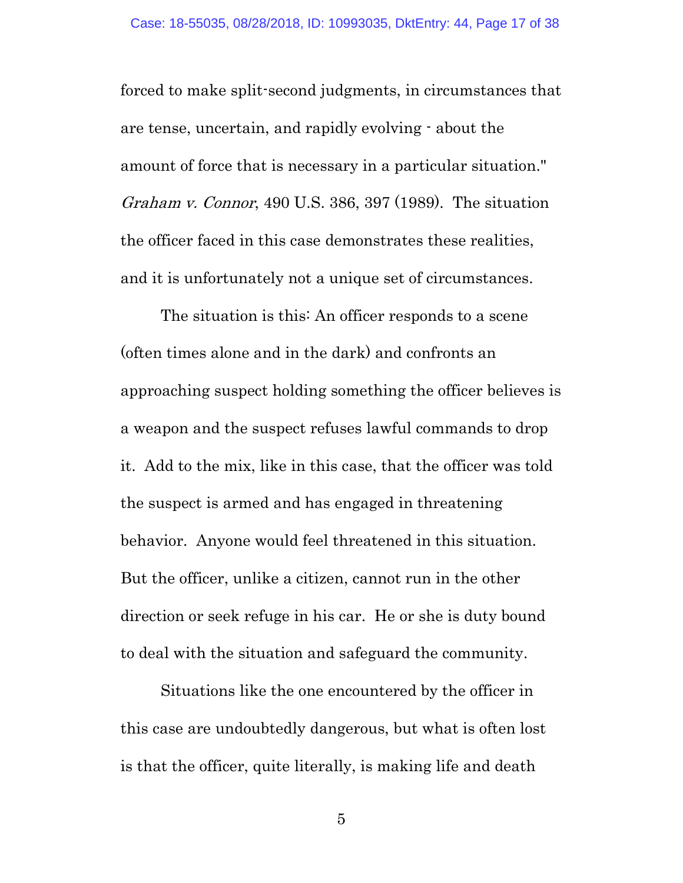forced to make split-second judgments, in circumstances that are tense, uncertain, and rapidly evolving - about the amount of force that is necessary in a particular situation." *Graham v. Connor*, 490 U.S. 386, 397 (1989). The situation the officer faced in this case demonstrates these realities, and it is unfortunately not a unique set of circumstances.

The situation is this: An officer responds to a scene (often times alone and in the dark) and confronts an approaching suspect holding something the officer believes is a weapon and the suspect refuses lawful commands to drop it. Add to the mix, like in this case, that the officer was told the suspect is armed and has engaged in threatening behavior. Anyone would feel threatened in this situation. But the officer, unlike a citizen, cannot run in the other direction or seek refuge in his car. He or she is duty bound to deal with the situation and safeguard the community.

Situations like the one encountered by the officer in this case are undoubtedly dangerous, but what is often lost is that the officer, quite literally, is making life and death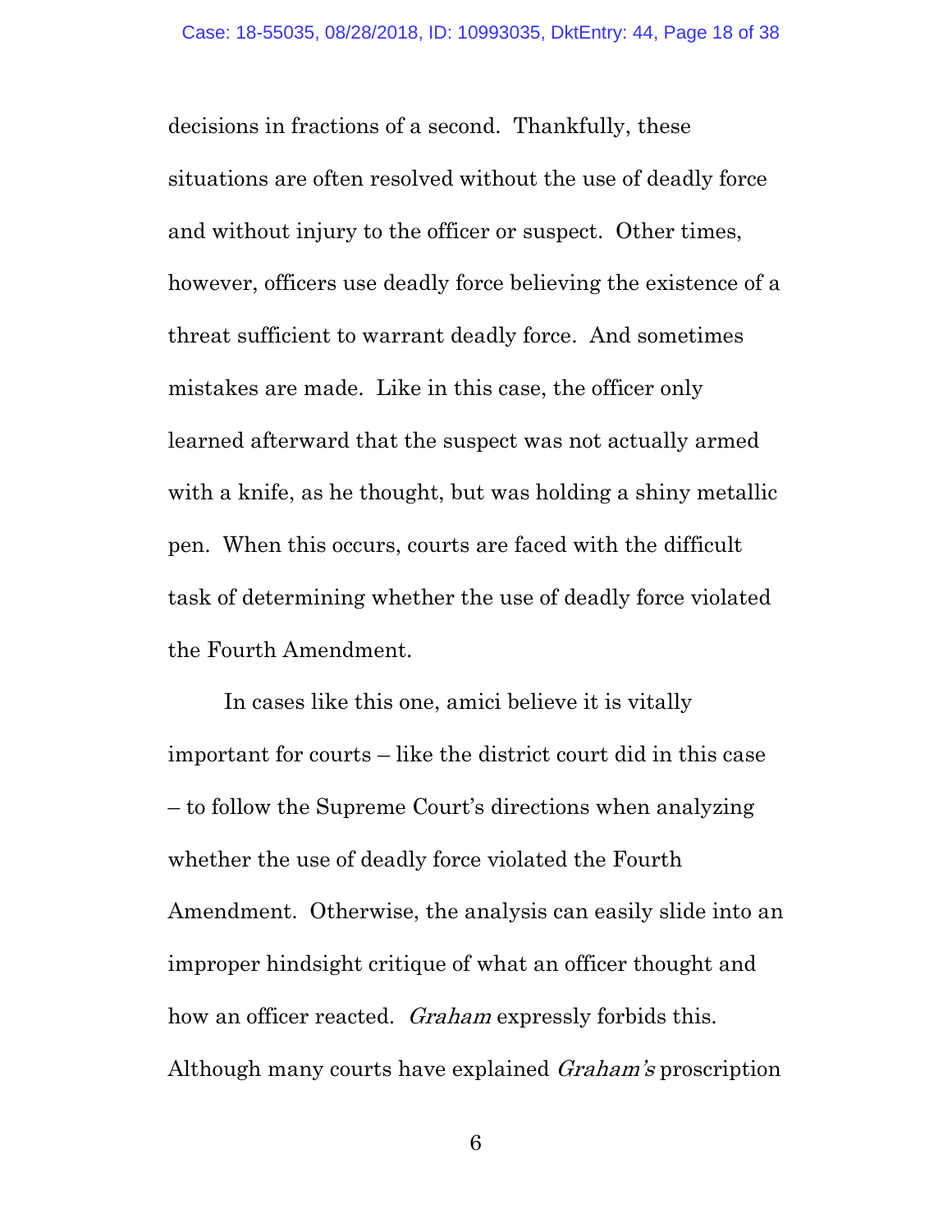decisions in fractions of a second. Thankfully, these situations are often resolved without the use of deadly force and without injury to the officer or suspect. Other times, however, officers use deadly force believing the existence of a threat sufficient to warrant deadly force. And sometimes mistakes are made. Like in this case, the officer only learned afterward that the suspect was not actually armed with a knife, as he thought, but was holding a shiny metallic pen. When this occurs, courts are faced with the difficult task of determining whether the use of deadly force violated the Fourth Amendment.

In cases like this one, amici believe it is vitally important for courts – like the district court did in this case – to follow the Supreme Court's directions when analyzing whether the use of deadly force violated the Fourth Amendment. Otherwise, the analysis can easily slide into an improper hindsight critique of what an officer thought and how an officer reacted. *Graham* expressly forbids this. Although many courts have explained *Graham's* proscription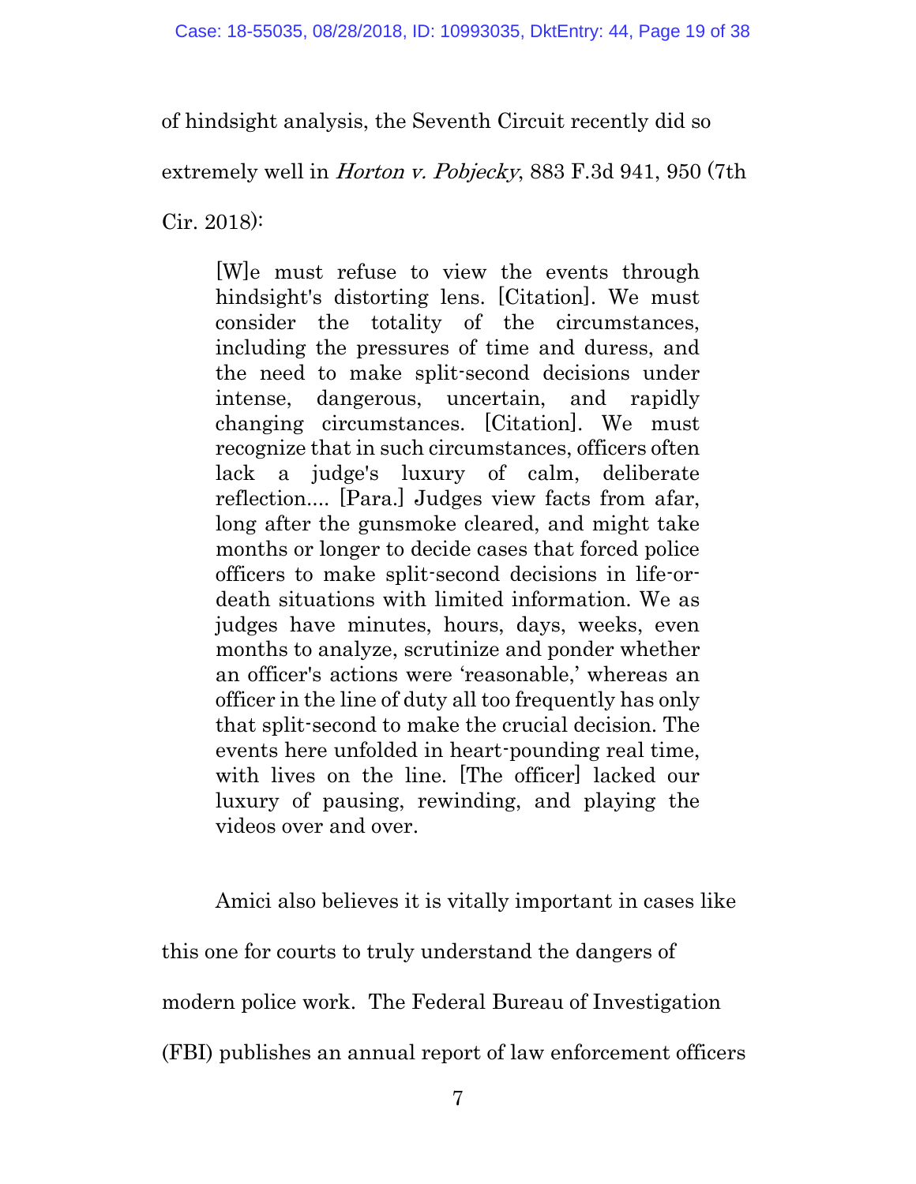of hindsight analysis, the Seventh Circuit recently did so extremely well in *Horton v. Pobjecky*, 883 F.3d 941, 950 (7th Cir. 2018):

> [W]e must refuse to view the events through hindsight's distorting lens. [Citation]. We must consider the totality of the circumstances, including the pressures of time and duress, and the need to make split-second decisions under intense, dangerous, uncertain, and rapidly changing circumstances. [Citation]. We must recognize that in such circumstances, officers often lack a judge's luxury of calm, deliberate reflection.... [Para.] Judges view facts from afar, long after the gunsmoke cleared, and might take months or longer to decide cases that forced police officers to make split-second decisions in life-or-death situations with limited information. We as judges have minutes, hours, days, weeks, even months to analyze, scrutinize and ponder whether an officer's actions were 'reasonable,' whereas an officer in the line of duty all too frequently has only that split-second to make the crucial decision. The events here unfolded in heart-pounding real time, with lives on the line. [The officer] lacked our luxury of pausing, rewinding, and playing the videos over and over.

Amici also believes it is vitally important in cases like this one for courts to truly understand the dangers of modern police work. The Federal Bureau of Investigation (FBI) publishes an annual report of law enforcement officers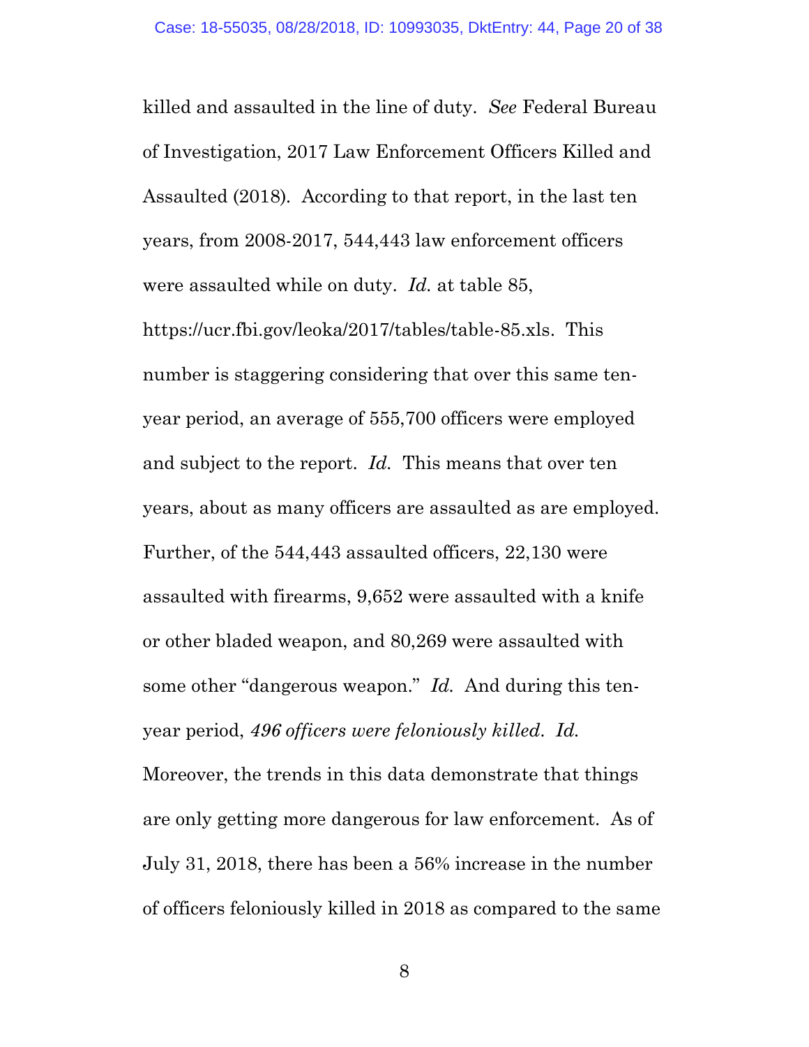killed and assaulted in the line of duty. *See* Federal Bureau of Investigation, 2017 Law Enforcement Officers Killed and Assaulted (2018). According to that report, in the last ten years, from 2008-2017, 544,443 law enforcement officers were assaulted while on duty. *Id.* at table 85, https://ucr.fbi.gov/leoka/2017/tables/table-85.xls. This number is staggering considering that over this same ten-year period, an average of 555,700 officers were employed and subject to the report. *Id.* This means that over ten years, about as many officers are assaulted as are employed. Further, of the 544,443 assaulted officers, 22,130 were assaulted with firearms, 9,652 were assaulted with a knife or other bladed weapon, and 80,269 were assaulted with some other "dangerous weapon." *Id.* And during this ten-year period, *496 officers were feloniously killed*. *Id.* Moreover, the trends in this data demonstrate that things are only getting more dangerous for law enforcement. As of July 31, 2018, there has been a 56% increase in the number of officers feloniously killed in 2018 as compared to the same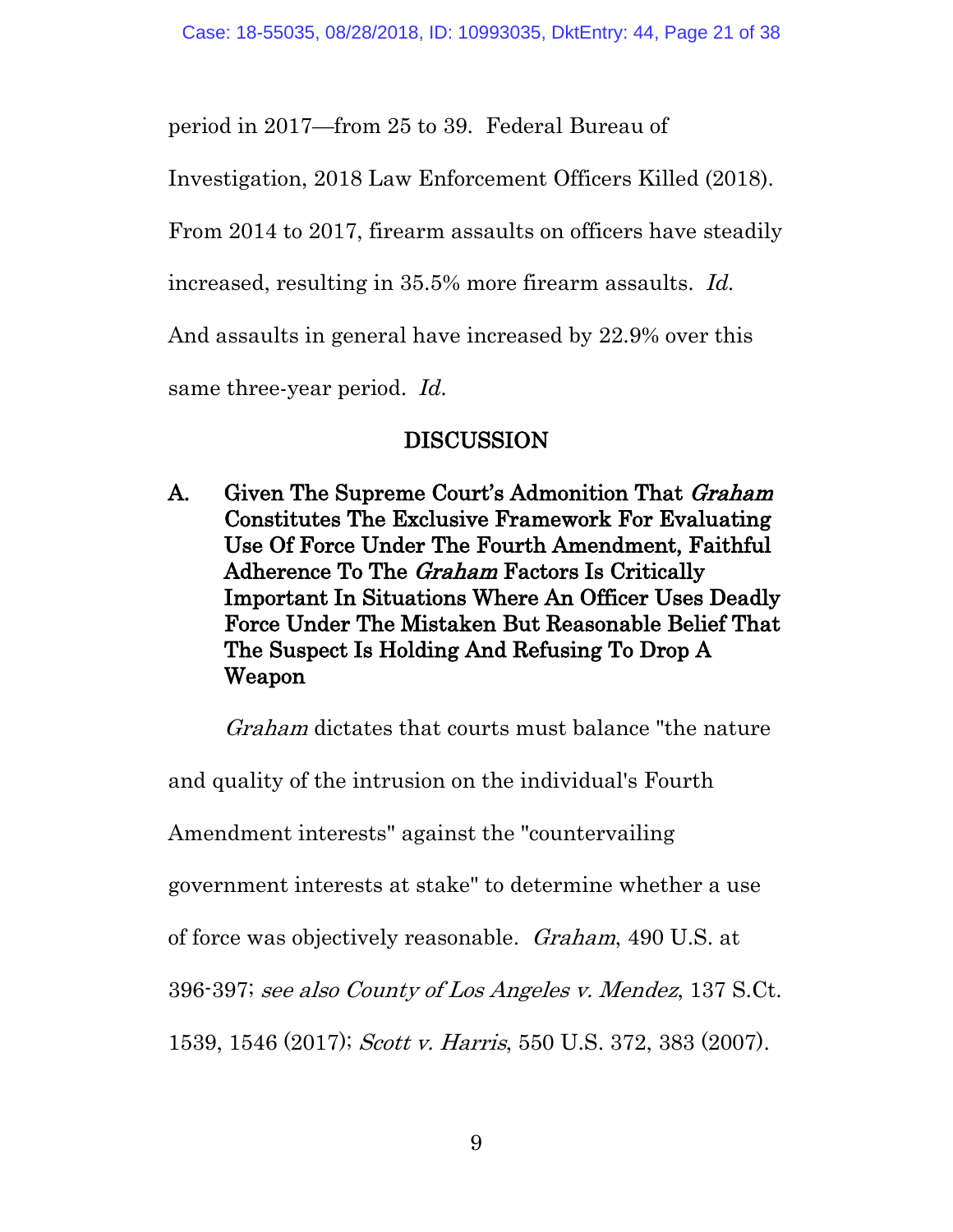period in 2017—from 25 to 39. Federal Bureau of Investigation, 2018 Law Enforcement Officers Killed (2018). From 2014 to 2017, firearm assaults on officers have steadily increased, resulting in 35.5% more firearm assaults. *Id.* And assaults in general have increased by 22.9% over this same three-year period. *Id.*

## DISCUSSION

### A. Given The Supreme Court's Admonition That *Graham* Constitutes The Exclusive Framework For Evaluating Use Of Force Under The Fourth Amendment, Faithful Adherence To The *Graham* Factors Is Critically Important In Situations Where An Officer Uses Deadly Force Under The Mistaken But Reasonable Belief That The Suspect Is Holding And Refusing To Drop A Weapon

*Graham* dictates that courts must balance "the nature and quality of the intrusion on the individual's Fourth Amendment interests" against the "countervailing government interests at stake" to determine whether a use of force was objectively reasonable. *Graham*, 490 U.S. at 396-397; *see also County of Los Angeles v. Mendez*, 137 S.Ct. 1539, 1546 (2017); *Scott v. Harris*, 550 U.S. 372, 383 (2007).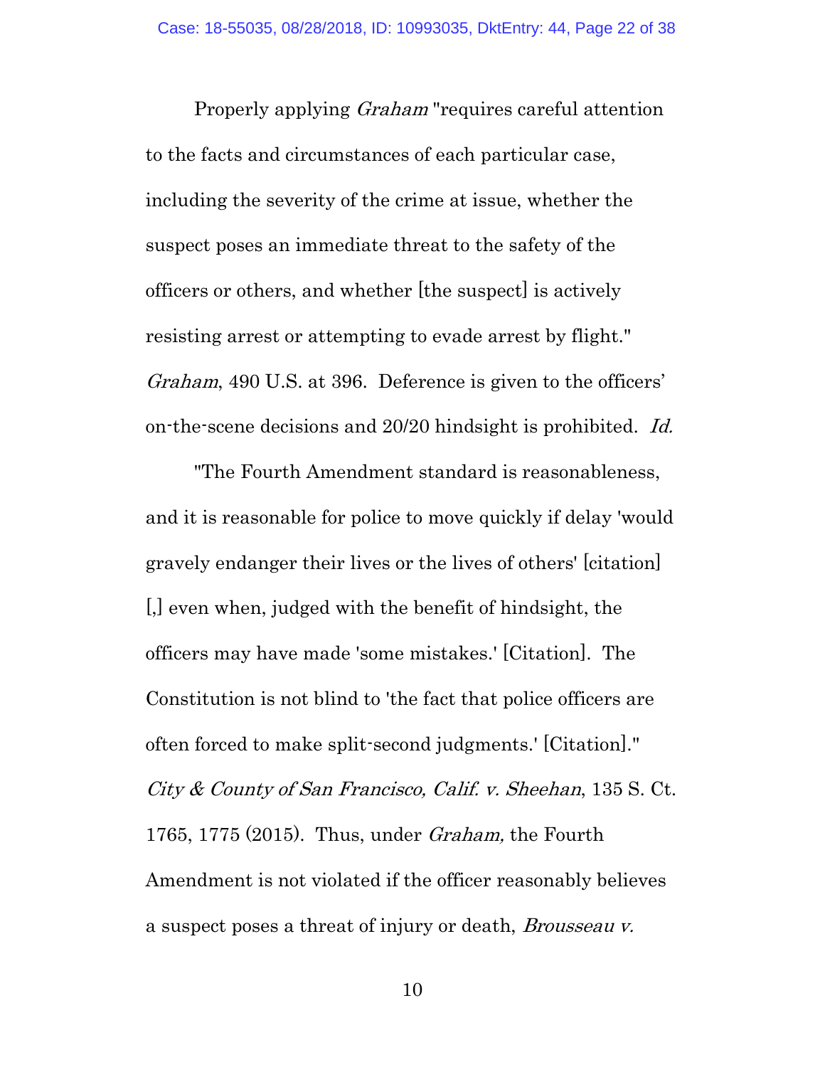Properly applying *Graham* "requires careful attention to the facts and circumstances of each particular case, including the severity of the crime at issue, whether the suspect poses an immediate threat to the safety of the officers or others, and whether [the suspect] is actively resisting arrest or attempting to evade arrest by flight." *Graham*, 490 U.S. at 396. Deference is given to the officers' on-the-scene decisions and 20/20 hindsight is prohibited. *Id.*

"The Fourth Amendment standard is reasonableness, and it is reasonable for police to move quickly if delay 'would gravely endanger their lives or the lives of others' [citation] [,] even when, judged with the benefit of hindsight, the officers may have made 'some mistakes.' [Citation]. The Constitution is not blind to 'the fact that police officers are often forced to make split-second judgments.' [Citation]." *City & County of San Francisco, Calif. v. Sheehan*, 135 S. Ct. 1765, 1775 (2015). Thus, under *Graham,* the Fourth Amendment is not violated if the officer reasonably believes a suspect poses a threat of injury or death, *Brousseau v.*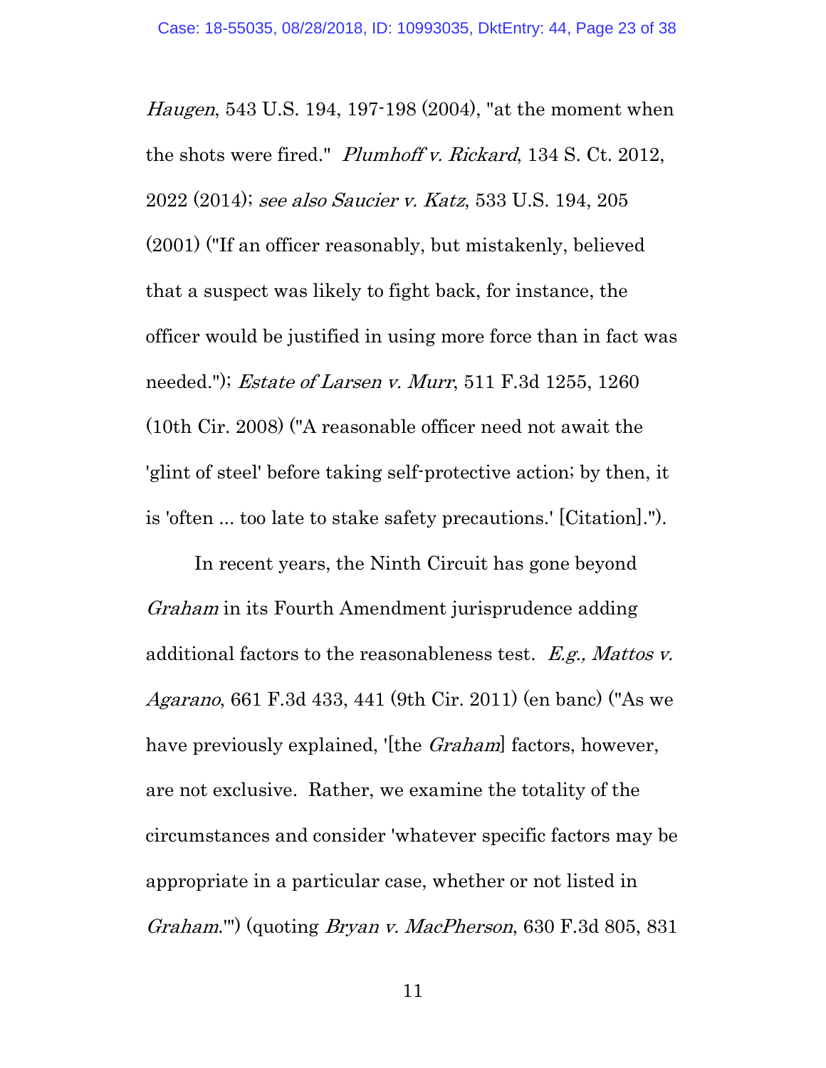*Haugen*, 543 U.S. 194, 197-198 (2004), "at the moment when the shots were fired." *Plumhoff v. Rickard*, 134 S. Ct. 2012, 2022 (2014); *see also Saucier v. Katz*, 533 U.S. 194, 205 (2001) ("If an officer reasonably, but mistakenly, believed that a suspect was likely to fight back, for instance, the officer would be justified in using more force than in fact was needed."); *Estate of Larsen v. Murr*, 511 F.3d 1255, 1260 (10th Cir. 2008) ("A reasonable officer need not await the 'glint of steel' before taking self-protective action; by then, it is 'often ... too late to stake safety precautions.' [Citation].").

In recent years, the Ninth Circuit has gone beyond *Graham* in its Fourth Amendment jurisprudence adding additional factors to the reasonableness test. *E.g., Mattos v. Agarano*, 661 F.3d 433, 441 (9th Cir. 2011) (en banc) ("As we have previously explained, '[the *Graham*] factors, however, are not exclusive. Rather, we examine the totality of the circumstances and consider 'whatever specific factors may be appropriate in a particular case, whether or not listed in *Graham*.'") (quoting *Bryan v. MacPherson*, 630 F.3d 805, 831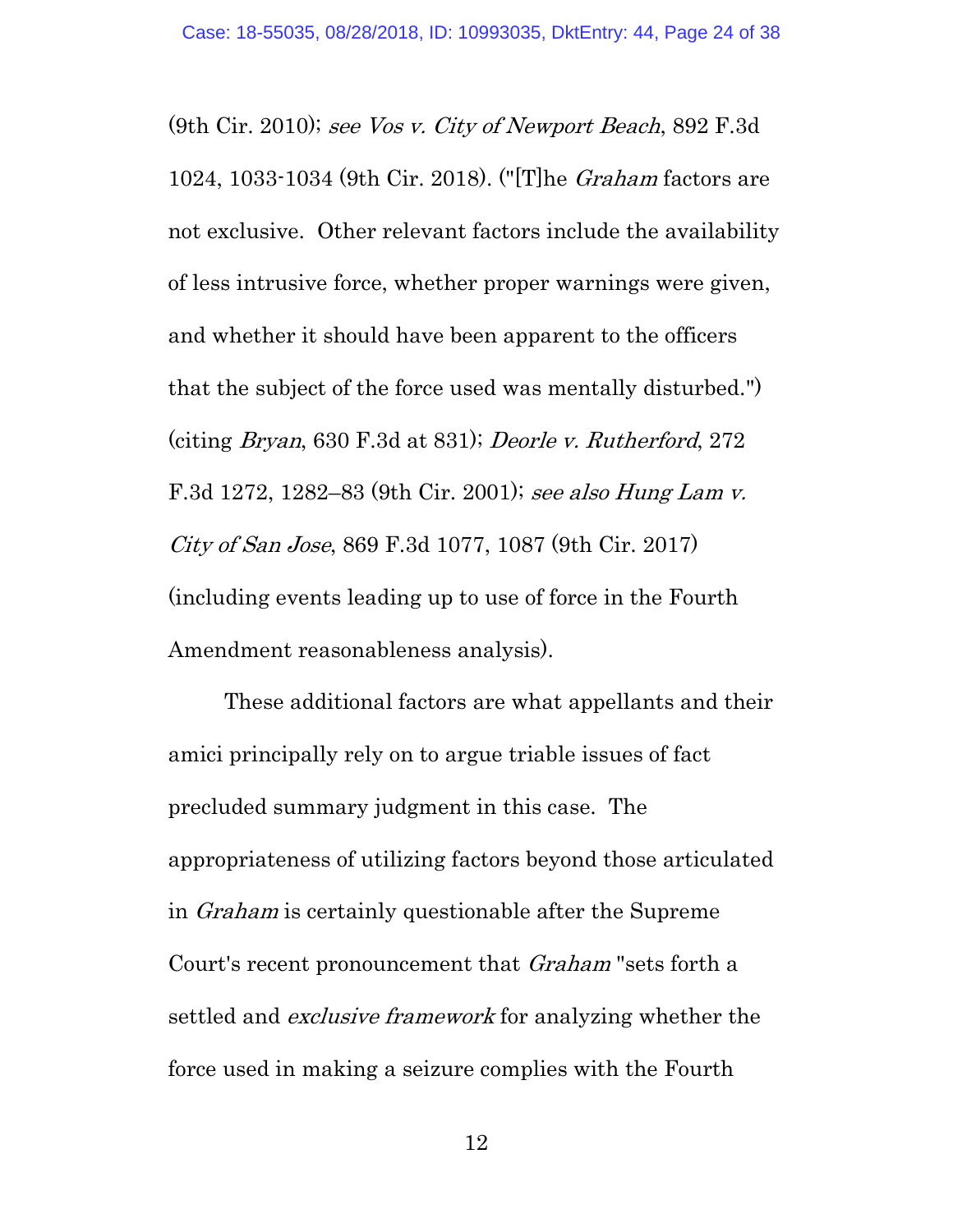(9th Cir. 2010); *see Vos v. City of Newport Beach*, 892 F.3d 1024, 1033-1034 (9th Cir. 2018). ("[T]he *Graham* factors are not exclusive. Other relevant factors include the availability of less intrusive force, whether proper warnings were given, and whether it should have been apparent to the officers that the subject of the force used was mentally disturbed.") (citing *Bryan*, 630 F.3d at 831); *Deorle v. Rutherford*, 272 F.3d 1272, 1282–83 (9th Cir. 2001); *see also Hung Lam v. City of San Jose*, 869 F.3d 1077, 1087 (9th Cir. 2017) (including events leading up to use of force in the Fourth Amendment reasonableness analysis).

These additional factors are what appellants and their amici principally rely on to argue triable issues of fact precluded summary judgment in this case. The appropriateness of utilizing factors beyond those articulated in *Graham* is certainly questionable after the Supreme Court's recent pronouncement that *Graham* "sets forth a settled and *exclusive framework* for analyzing whether the force used in making a seizure complies with the Fourth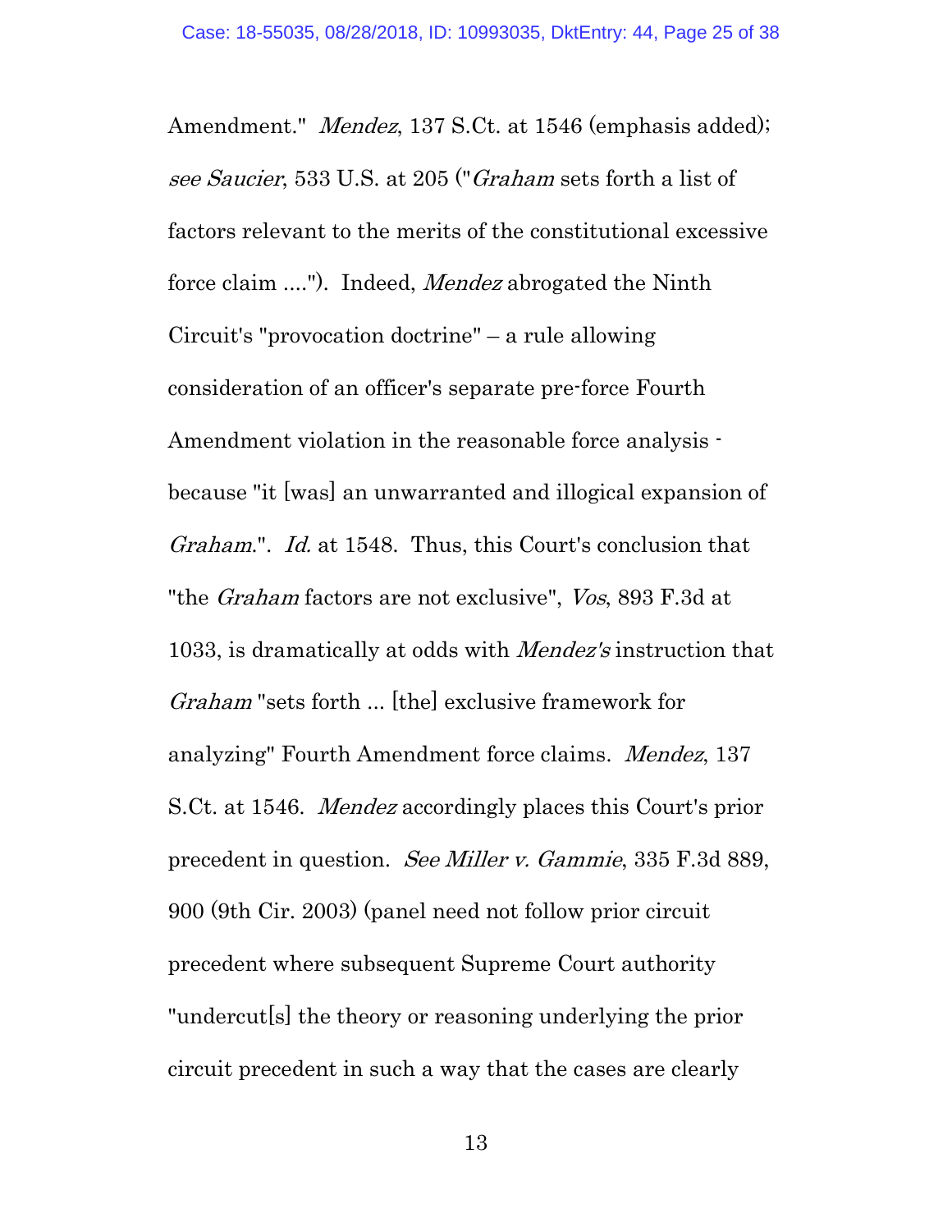Amendment." *Mendez*, 137 S.Ct. at 1546 (emphasis added); *see Saucier*, 533 U.S. at 205 ("*Graham* sets forth a list of factors relevant to the merits of the constitutional excessive force claim ...."). Indeed, *Mendez* abrogated the Ninth Circuit's "provocation doctrine" – a rule allowing consideration of an officer's separate pre-force Fourth Amendment violation in the reasonable force analysis - because "it [was] an unwarranted and illogical expansion of *Graham*.". *Id.* at 1548. Thus, this Court's conclusion that "the *Graham* factors are not exclusive", *Vos*, 893 F.3d at 1033, is dramatically at odds with *Mendez's* instruction that *Graham* "sets forth ... [the] exclusive framework for analyzing" Fourth Amendment force claims. *Mendez*, 137 S.Ct. at 1546. *Mendez* accordingly places this Court's prior precedent in question. *See Miller v. Gammie*, 335 F.3d 889, 900 (9th Cir. 2003) (panel need not follow prior circuit precedent where subsequent Supreme Court authority "undercut[s] the theory or reasoning underlying the prior circuit precedent in such a way that the cases are clearly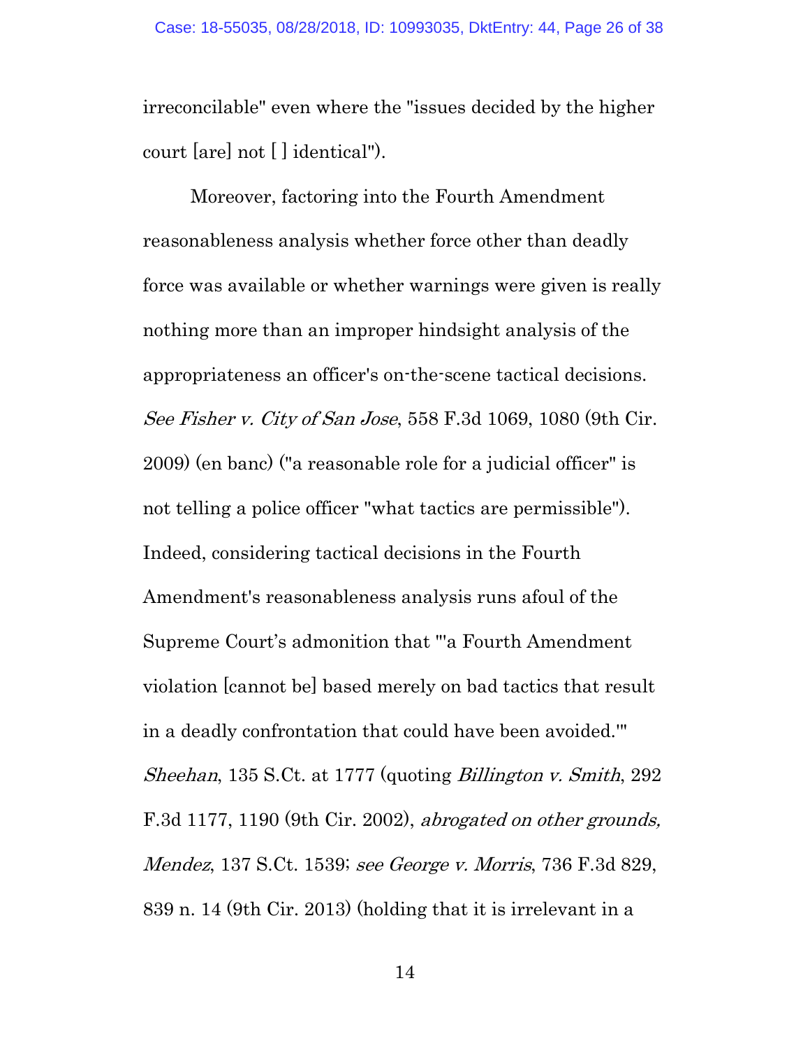irreconcilable" even where the "issues decided by the higher court [are] not [ ] identical").

Moreover, factoring into the Fourth Amendment reasonableness analysis whether force other than deadly force was available or whether warnings were given is really nothing more than an improper hindsight analysis of the appropriateness an officer's on-the-scene tactical decisions. *See Fisher v. City of San Jose*, 558 F.3d 1069, 1080 (9th Cir. 2009) (en banc) ("a reasonable role for a judicial officer" is not telling a police officer "what tactics are permissible"). Indeed, considering tactical decisions in the Fourth Amendment's reasonableness analysis runs afoul of the Supreme Court's admonition that "'a Fourth Amendment violation [cannot be] based merely on bad tactics that result in a deadly confrontation that could have been avoided.'" *Sheehan*, 135 S.Ct. at 1777 (quoting *Billington v. Smith*, 292 F.3d 1177, 1190 (9th Cir. 2002), *abrogated on other grounds, Mendez*, 137 S.Ct. 1539; *see George v. Morris*, 736 F.3d 829, 839 n. 14 (9th Cir. 2013) (holding that it is irrelevant in a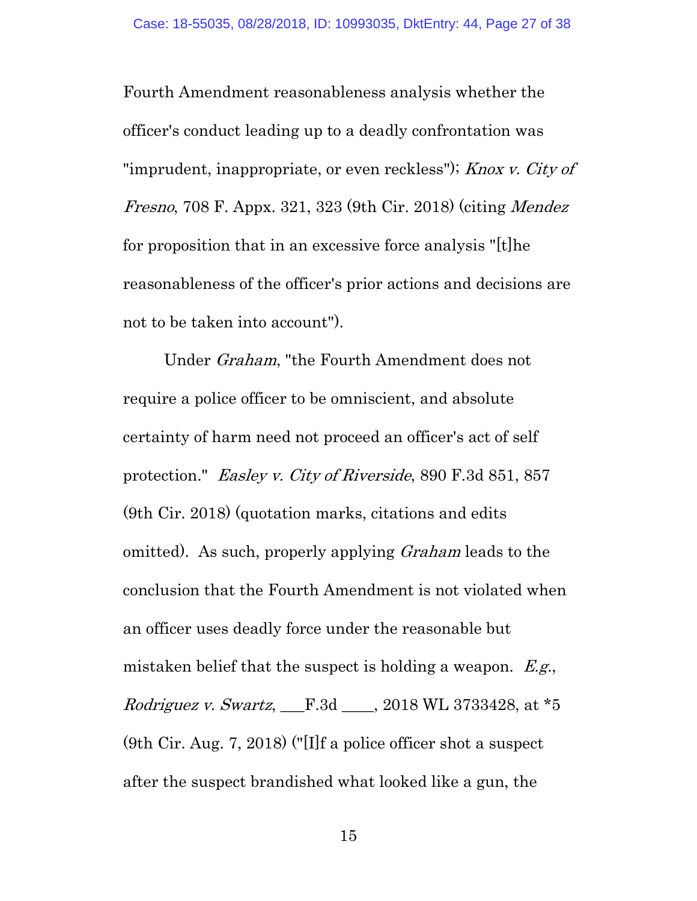Fourth Amendment reasonableness analysis whether the officer's conduct leading up to a deadly confrontation was "imprudent, inappropriate, or even reckless"); *Knox v. City of Fresno*, 708 F. Appx. 321, 323 (9th Cir. 2018) (citing *Mendez* for proposition that in an excessive force analysis "[t]he reasonableness of the officer's prior actions and decisions are not to be taken into account").

Under *Graham*, "the Fourth Amendment does not require a police officer to be omniscient, and absolute certainty of harm need not proceed an officer's act of self protection." *Easley v. City of Riverside*, 890 F.3d 851, 857 (9th Cir. 2018) (quotation marks, citations and edits omitted). As such, properly applying *Graham* leads to the conclusion that the Fourth Amendment is not violated when an officer uses deadly force under the reasonable but mistaken belief that the suspect is holding a weapon. *E.g.*, *Rodriguez v. Swartz*, ___F.3d ____, 2018 WL 3733428, at *5 (9th Cir. Aug. 7, 2018) ("[I]f a police officer shot a suspect after the suspect brandished what looked like a gun, the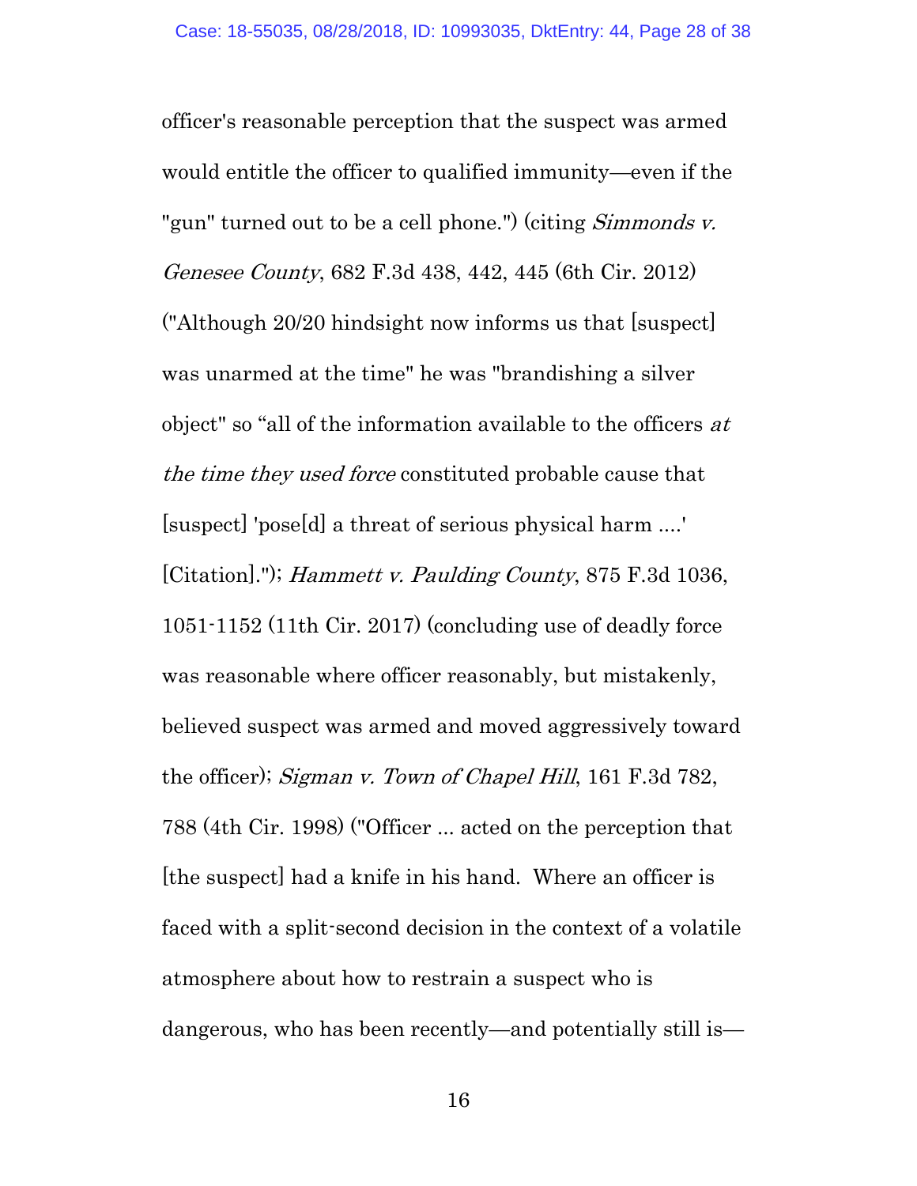officer's reasonable perception that the suspect was armed would entitle the officer to qualified immunity—even if the "gun" turned out to be a cell phone.") (citing *Simmonds v. Genesee County*, 682 F.3d 438, 442, 445 (6th Cir. 2012) ("Although 20/20 hindsight now informs us that [suspect] was unarmed at the time" he was "brandishing a silver object" so "all of the information available to the officers *at the time they used force* constituted probable cause that [suspect] 'pose[d] a threat of serious physical harm ....' [Citation]."); *Hammett v. Paulding County*, 875 F.3d 1036, 1051-1152 (11th Cir. 2017) (concluding use of deadly force was reasonable where officer reasonably, but mistakenly, believed suspect was armed and moved aggressively toward the officer); *Sigman v. Town of Chapel Hill*, 161 F.3d 782, 788 (4th Cir. 1998) ("Officer ... acted on the perception that [the suspect] had a knife in his hand. Where an officer is faced with a split-second decision in the context of a volatile atmosphere about how to restrain a suspect who is dangerous, who has been recently—and potentially still is—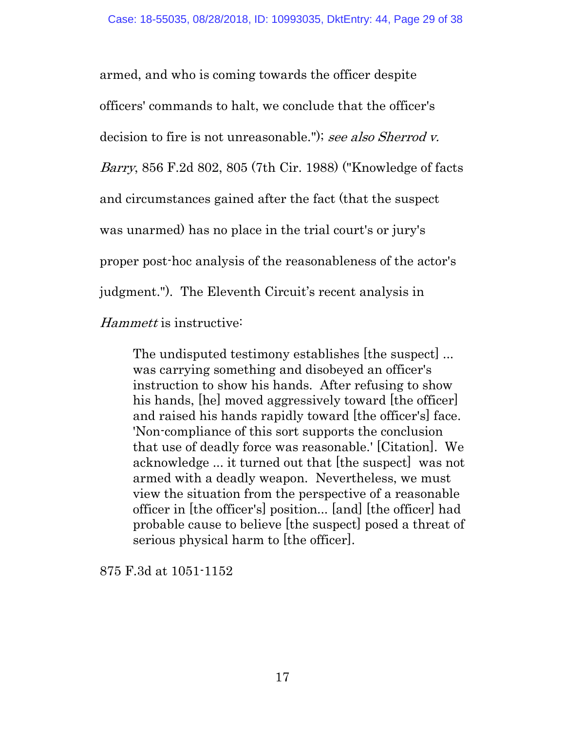armed, and who is coming towards the officer despite officers' commands to halt, we conclude that the officer's decision to fire is not unreasonable."); *see also Sherrod v. Barry*, 856 F.2d 802, 805 (7th Cir. 1988) ("Knowledge of facts and circumstances gained after the fact (that the suspect was unarmed) has no place in the trial court's or jury's proper post-hoc analysis of the reasonableness of the actor's judgment."). The Eleventh Circuit's recent analysis in *Hammett* is instructive:

> The undisputed testimony establishes [the suspect] ... was carrying something and disobeyed an officer's instruction to show his hands. After refusing to show his hands, [he] moved aggressively toward [the officer] and raised his hands rapidly toward [the officer's] face. 'Non-compliance of this sort supports the conclusion that use of deadly force was reasonable.' [Citation]. We acknowledge ... it turned out that [the suspect] was not armed with a deadly weapon. Nevertheless, we must view the situation from the perspective of a reasonable officer in [the officer's] position... [and] [the officer] had probable cause to believe [the suspect] posed a threat of serious physical harm to [the officer].

875 F.3d at 1051-1152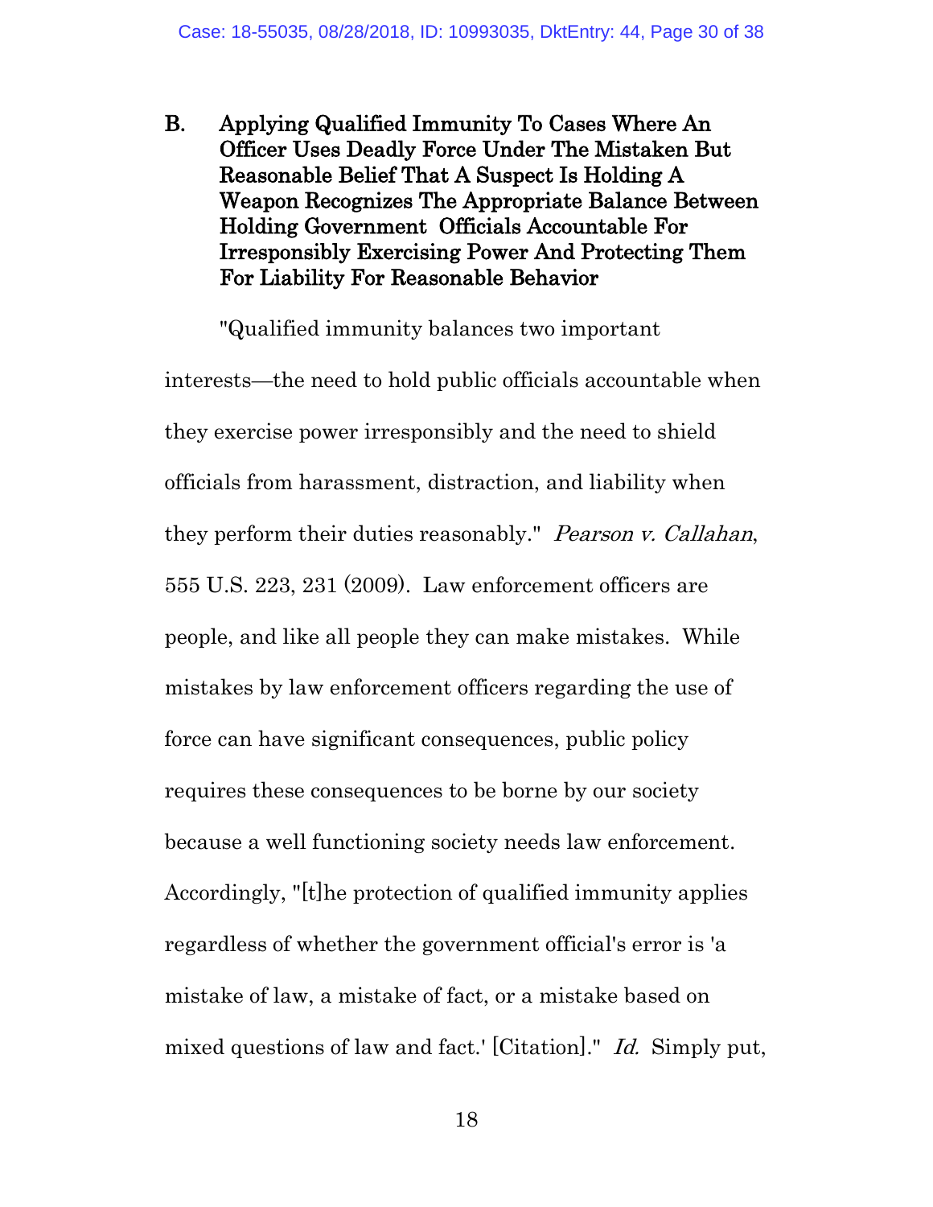### B. Applying Qualified Immunity To Cases Where An Officer Uses Deadly Force Under The Mistaken But Reasonable Belief That A Suspect Is Holding A Weapon Recognizes The Appropriate Balance Between Holding Government Officials Accountable For Irresponsibly Exercising Power And Protecting Them For Liability For Reasonable Behavior

"Qualified immunity balances two important interests—the need to hold public officials accountable when they exercise power irresponsibly and the need to shield officials from harassment, distraction, and liability when they perform their duties reasonably." *Pearson v. Callahan*, 555 U.S. 223, 231 (2009). Law enforcement officers are people, and like all people they can make mistakes. While mistakes by law enforcement officers regarding the use of force can have significant consequences, public policy requires these consequences to be borne by our society because a well functioning society needs law enforcement. Accordingly, "[t]he protection of qualified immunity applies regardless of whether the government official's error is 'a mistake of law, a mistake of fact, or a mistake based on mixed questions of law and fact.' [Citation]." *Id.* Simply put,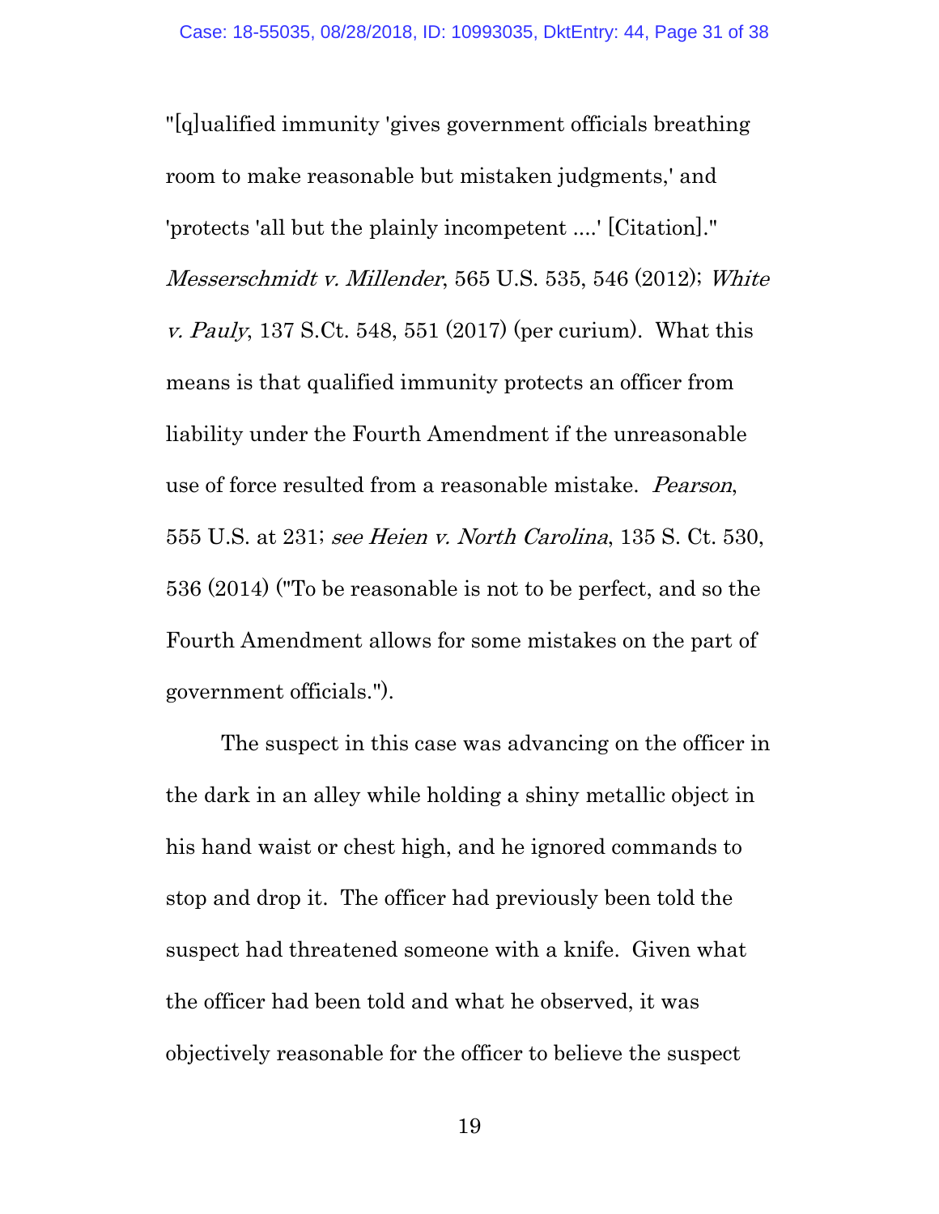"[q]ualified immunity 'gives government officials breathing room to make reasonable but mistaken judgments,' and 'protects 'all but the plainly incompetent ....' [Citation]." *Messerschmidt v. Millender*, 565 U.S. 535, 546 (2012); *White v. Pauly*, 137 S.Ct. 548, 551 (2017) (per curium). What this means is that qualified immunity protects an officer from liability under the Fourth Amendment if the unreasonable use of force resulted from a reasonable mistake. *Pearson*, 555 U.S. at 231; *see Heien v. North Carolina*, 135 S. Ct. 530, 536 (2014) ("To be reasonable is not to be perfect, and so the Fourth Amendment allows for some mistakes on the part of government officials.").

The suspect in this case was advancing on the officer in the dark in an alley while holding a shiny metallic object in his hand waist or chest high, and he ignored commands to stop and drop it. The officer had previously been told the suspect had threatened someone with a knife. Given what the officer had been told and what he observed, it was objectively reasonable for the officer to believe the suspect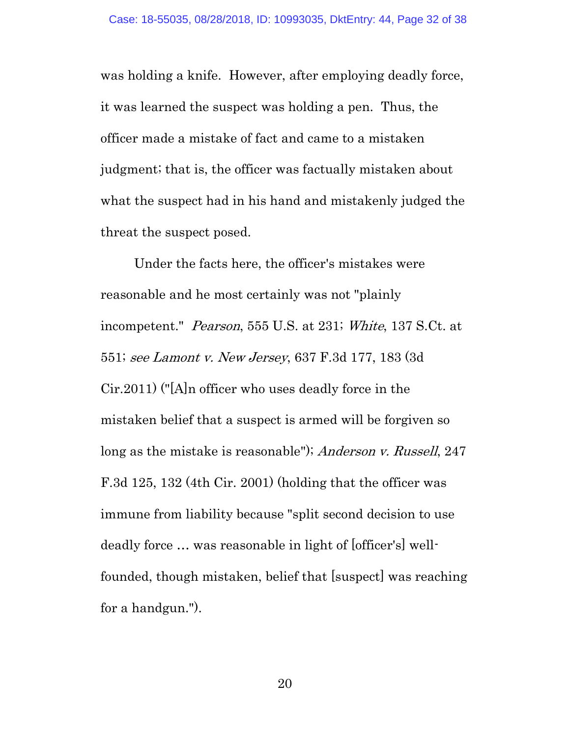was holding a knife. However, after employing deadly force, it was learned the suspect was holding a pen. Thus, the officer made a mistake of fact and came to a mistaken judgment; that is, the officer was factually mistaken about what the suspect had in his hand and mistakenly judged the threat the suspect posed.

Under the facts here, the officer's mistakes were reasonable and he most certainly was not "plainly incompetent." *Pearson*, 555 U.S. at 231; *White*, 137 S.Ct. at 551; *see Lamont v. New Jersey*, 637 F.3d 177, 183 (3d Cir.2011) ("[A]n officer who uses deadly force in the mistaken belief that a suspect is armed will be forgiven so long as the mistake is reasonable"); *Anderson v. Russell*, 247 F.3d 125, 132 (4th Cir. 2001) (holding that the officer was immune from liability because "split second decision to use deadly force … was reasonable in light of [officer's] well-founded, though mistaken, belief that [suspect] was reaching for a handgun.").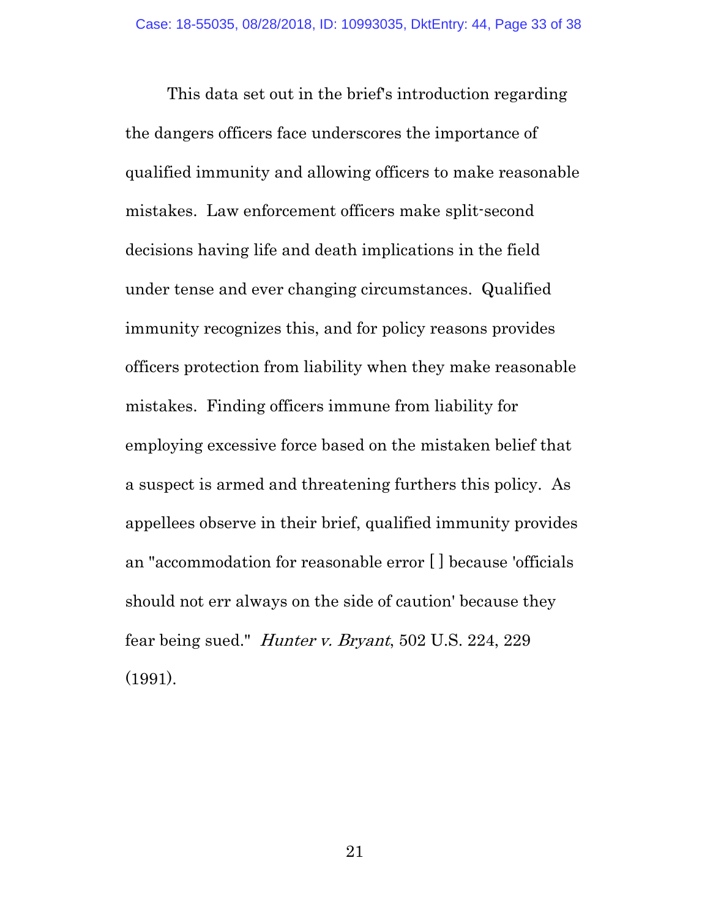This data set out in the brief's introduction regarding the dangers officers face underscores the importance of qualified immunity and allowing officers to make reasonable mistakes. Law enforcement officers make split-second decisions having life and death implications in the field under tense and ever changing circumstances. Qualified immunity recognizes this, and for policy reasons provides officers protection from liability when they make reasonable mistakes. Finding officers immune from liability for employing excessive force based on the mistaken belief that a suspect is armed and threatening furthers this policy. As appellees observe in their brief, qualified immunity provides an "accommodation for reasonable error [ ] because 'officials should not err always on the side of caution' because they fear being sued." *Hunter v. Bryant*, 502 U.S. 224, 229 (1991).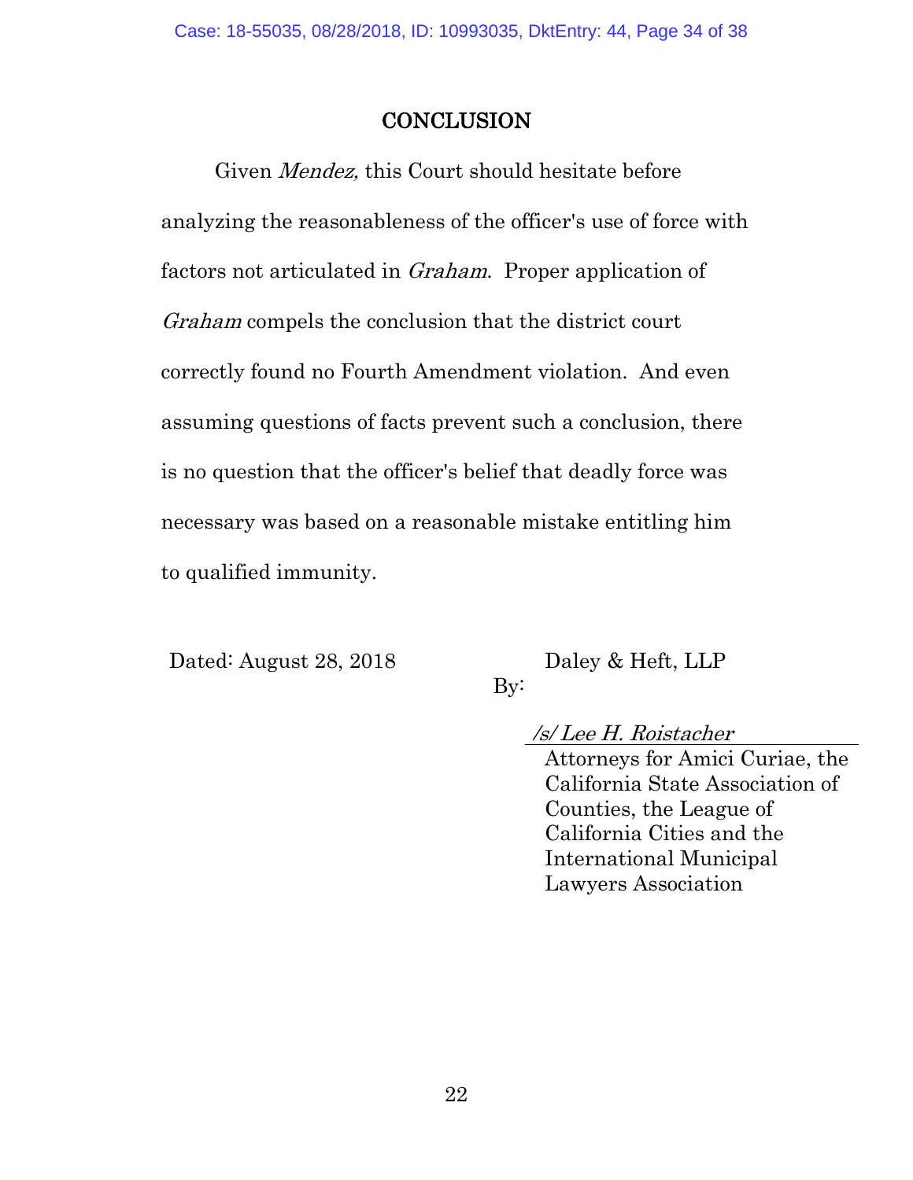# CONCLUSION

Given *Mendez,* this Court should hesitate before analyzing the reasonableness of the officer's use of force with factors not articulated in *Graham*. Proper application of *Graham* compels the conclusion that the district court correctly found no Fourth Amendment violation. And even assuming questions of facts prevent such a conclusion, there is no question that the officer's belief that deadly force was necessary was based on a reasonable mistake entitling him to qualified immunity.

Dated: August 28, 2018

Daley & Heft, LLP

By:

*/s/ Lee H. Roistacher*

Attorneys for Amici Curiae, the California State Association of Counties, the League of California Cities and the International Municipal Lawyers Association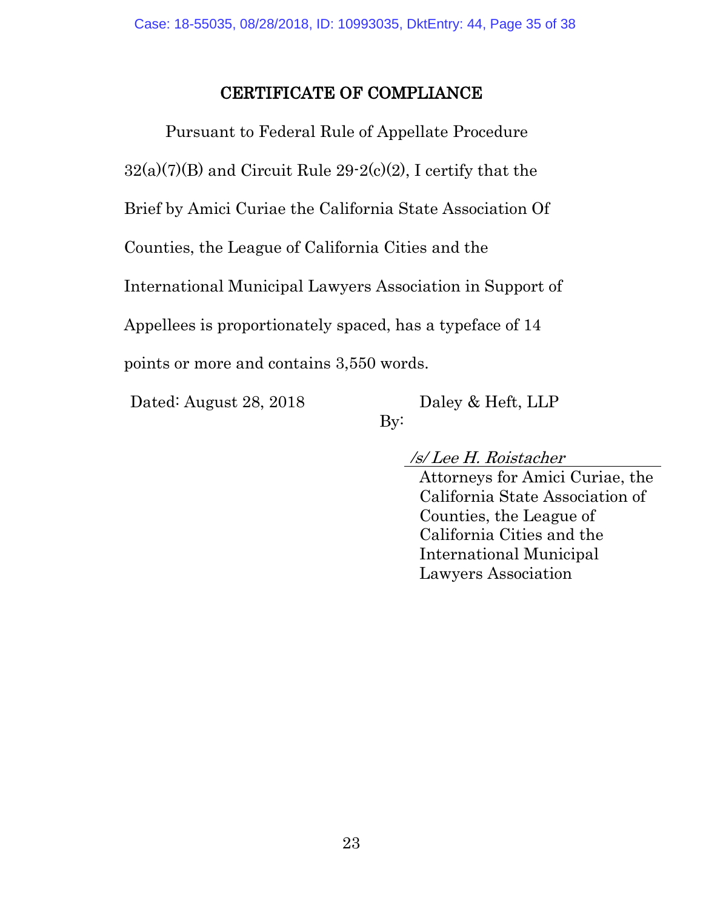## CERTIFICATE OF COMPLIANCE

Pursuant to Federal Rule of Appellate Procedure 32(a)(7)(B) and Circuit Rule 29-2(c)(2), I certify that the Brief by Amici Curiae the California State Association Of Counties, the League of California Cities and the International Municipal Lawyers Association in Support of Appellees is proportionately spaced, has a typeface of 14 points or more and contains 3,550 words.

Dated: August 28, 2018

Daley & Heft, LLP

By:

*/s/ Lee H. Roistacher*

Attorneys for Amici Curiae, the California State Association of Counties, the League of California Cities and the International Municipal Lawyers Association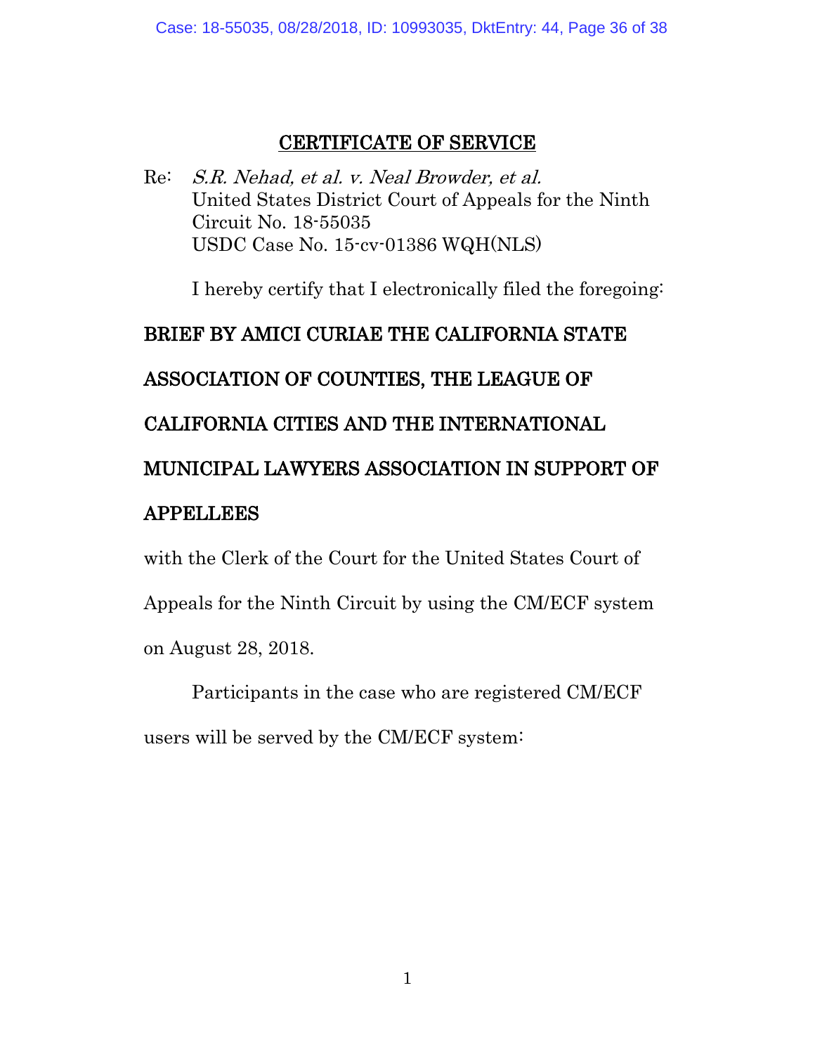## CERTIFICATE OF SERVICE

Re: *S.R. Nehad, et al. v. Neal Browder, et al.*
United States District Court of Appeals for the Ninth Circuit No. 18-55035
USDC Case No. 15-cv-01386 WQH(NLS)

I hereby certify that I electronically filed the foregoing:

**BRIEF BY AMICI CURIAE THE CALIFORNIA STATE ASSOCIATION OF COUNTIES, THE LEAGUE OF CALIFORNIA CITIES AND THE INTERNATIONAL MUNICIPAL LAWYERS ASSOCIATION IN SUPPORT OF APPELLEES**

with the Clerk of the Court for the United States Court of Appeals for the Ninth Circuit by using the CM/ECF system on August 28, 2018.

Participants in the case who are registered CM/ECF users will be served by the CM/ECF system: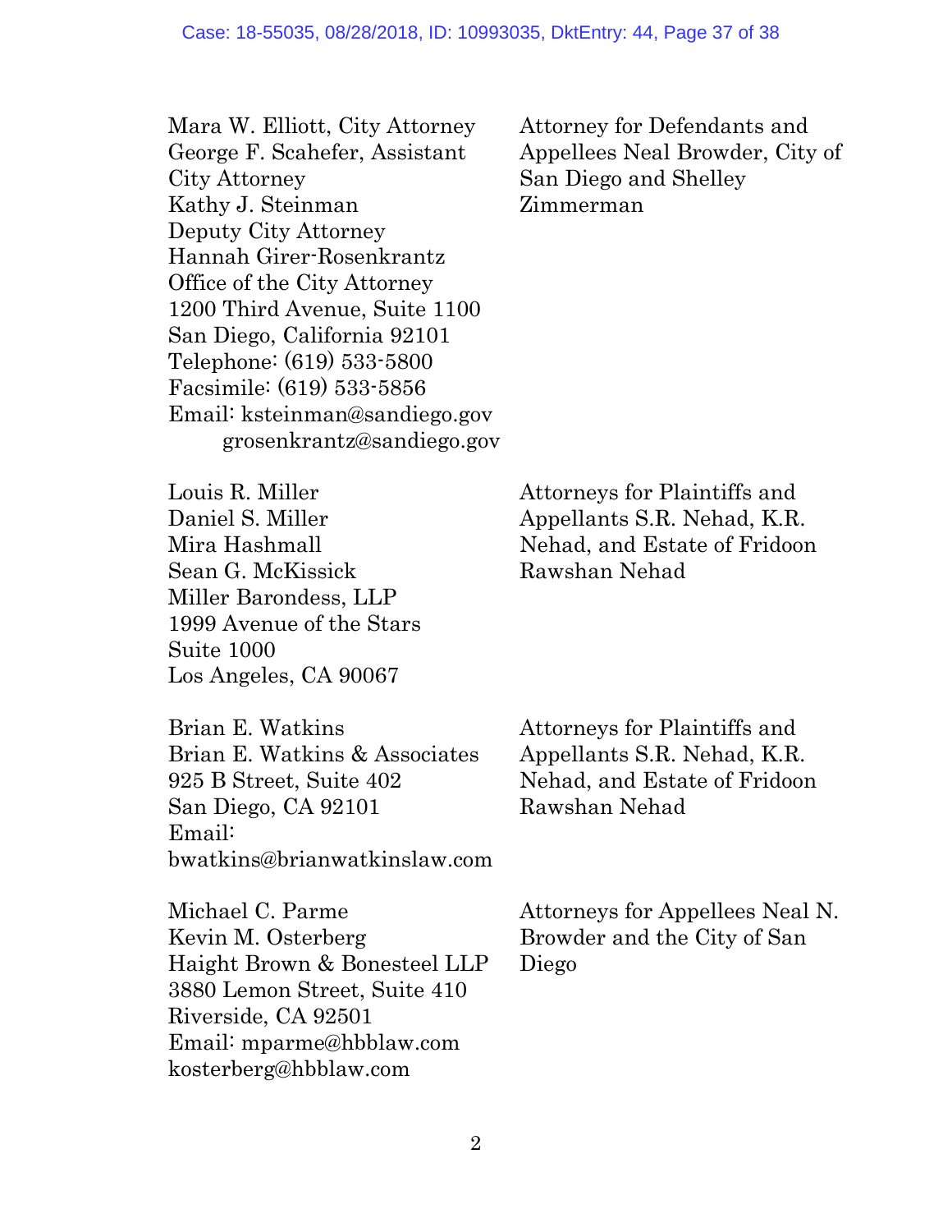| | |
|---|---|
| Mara W. Elliott, City Attorney<br>George F. Scahefer, Assistant City Attorney<br>Kathy J. Steinman<br>Deputy City Attorney<br>Hannah Girer-Rosenkrantz<br>Office of the City Attorney<br>1200 Third Avenue, Suite 1100<br>San Diego, California 92101<br>Telephone: (619) 533-5800<br>Facsimile: (619) 533-5856<br>Email: ksteinman@sandiego.gov<br>grosenkrantz@sandiego.gov | Attorney for Defendants and Appellees Neal Browder, City of San Diego and Shelley Zimmerman |
| Louis R. Miller<br>Daniel S. Miller<br>Mira Hashmall<br>Sean G. McKissick<br>Miller Barondess, LLP<br>1999 Avenue of the Stars<br>Suite 1000<br>Los Angeles, CA 90067 | Attorneys for Plaintiffs and Appellants S.R. Nehad, K.R. Nehad, and Estate of Fridoon Rawshan Nehad |
| Brian E. Watkins<br>Brian E. Watkins & Associates<br>925 B Street, Suite 402<br>San Diego, CA 92101<br>Email:<br>bwatkins@brianwatkinslaw.com | Attorneys for Plaintiffs and Appellants S.R. Nehad, K.R. Nehad, and Estate of Fridoon Rawshan Nehad |
| Michael C. Parme<br>Kevin M. Osterberg<br>Haight Brown & Bonesteel LLP<br>3880 Lemon Street, Suite 410<br>Riverside, CA 92501<br>Email: mparme@hbblaw.com<br>kosterberg@hbblaw.com | Attorneys for Appellees Neal N. Browder and the City of San Diego |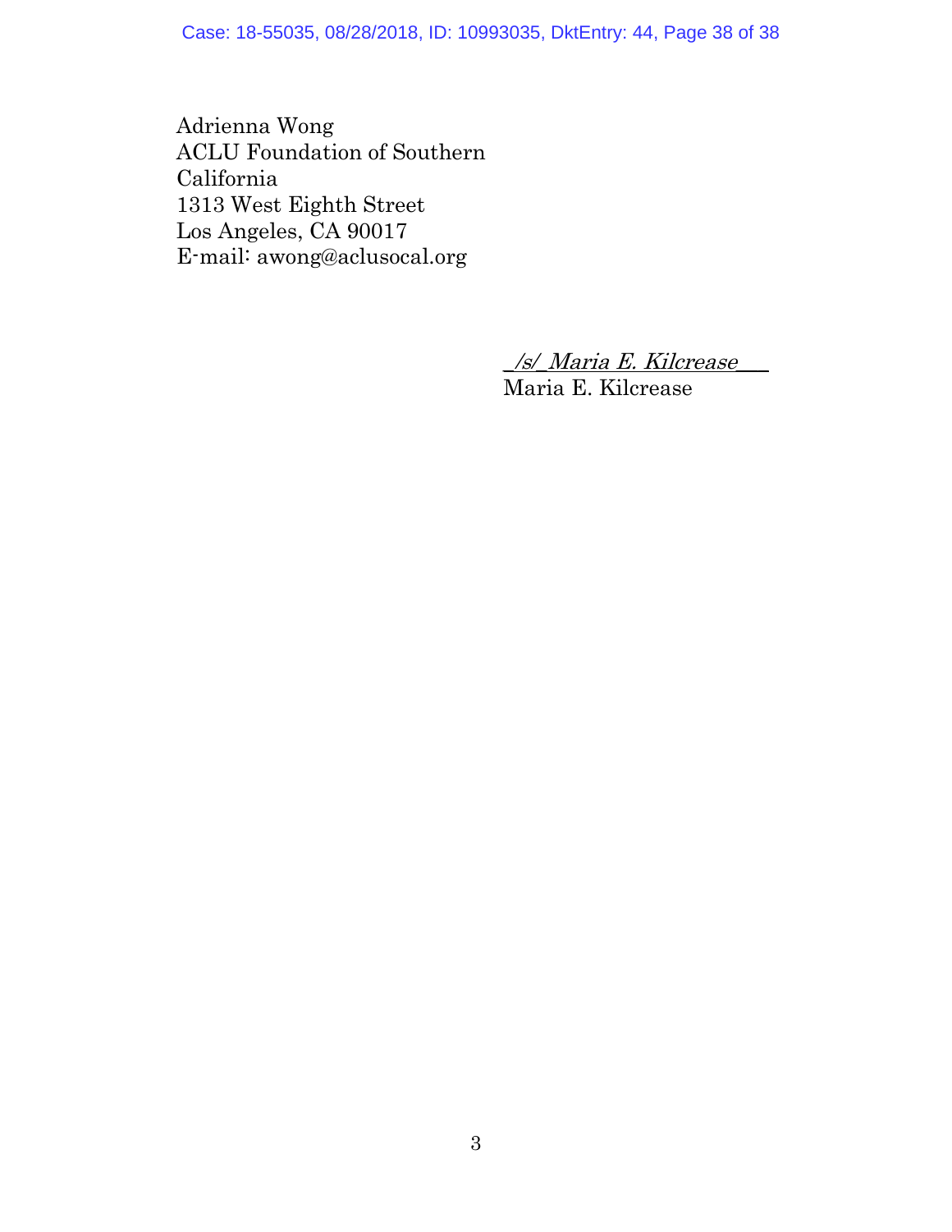Adrienna Wong
ACLU Foundation of Southern California
1313 West Eighth Street
Los Angeles, CA 90017
E-mail: awong@aclusocal.org

_/s/_Maria E. Kilcrease___
Maria E. Kilcrease